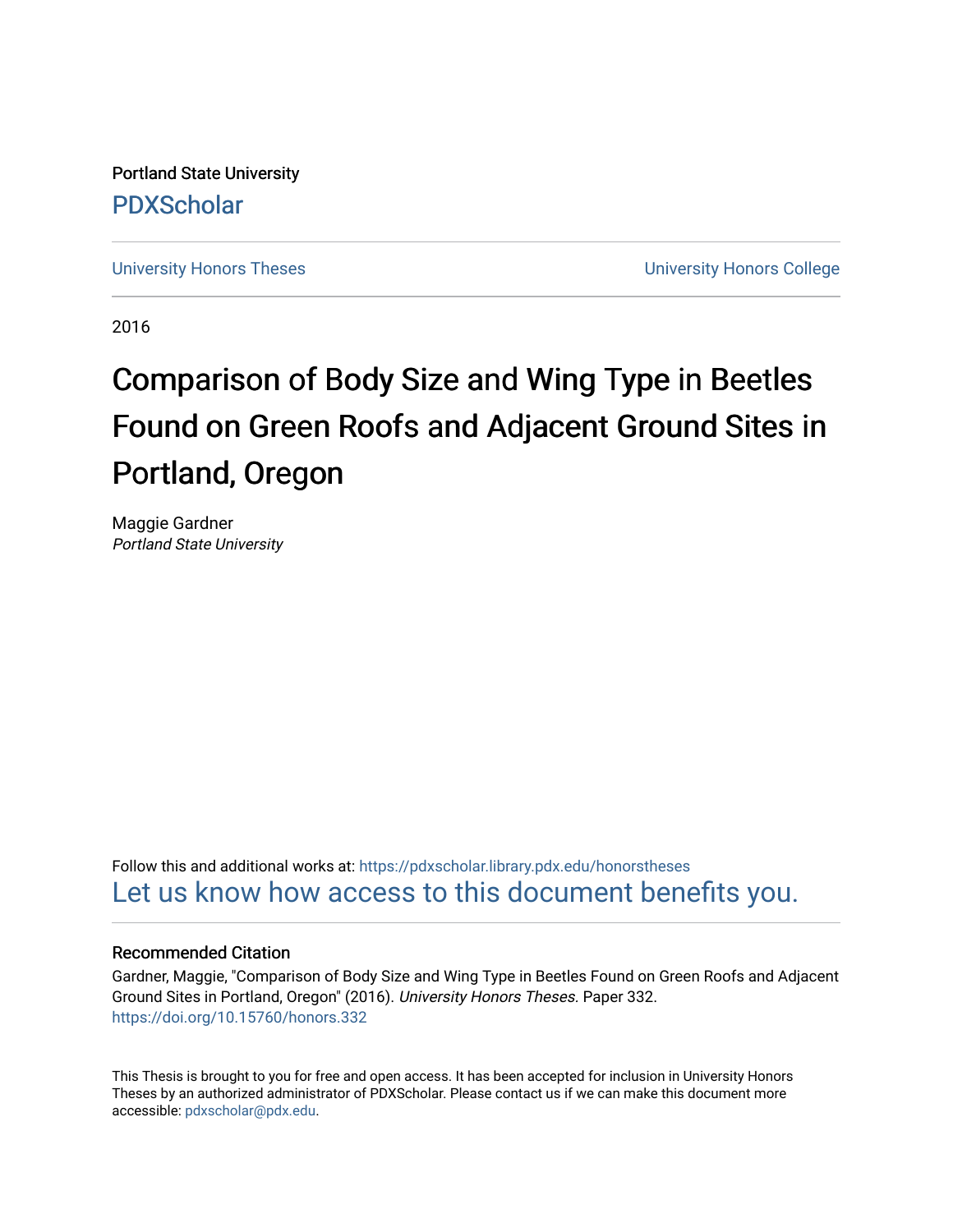Portland State University

PDXScholar

University Honors Theses

University Honors College

2016

# Comparison of Body Size and Wing Type in Beetles Found on Green Roofs and Adjacent Ground Sites in Portland, Oregon

Maggie Gardner
*Portland State University*

Follow this and additional works at: https://pdxscholar.library.pdx.edu/honorstheses

Let us know how access to this document benefits you.

### Recommended Citation

Gardner, Maggie, "Comparison of Body Size and Wing Type in Beetles Found on Green Roofs and Adjacent Ground Sites in Portland, Oregon" (2016). *University Honors Theses.* Paper 332.
https://doi.org/10.15760/honors.332

This Thesis is brought to you for free and open access. It has been accepted for inclusion in University Honors Theses by an authorized administrator of PDXScholar. Please contact us if we can make this document more accessible: pdxscholar@pdx.edu.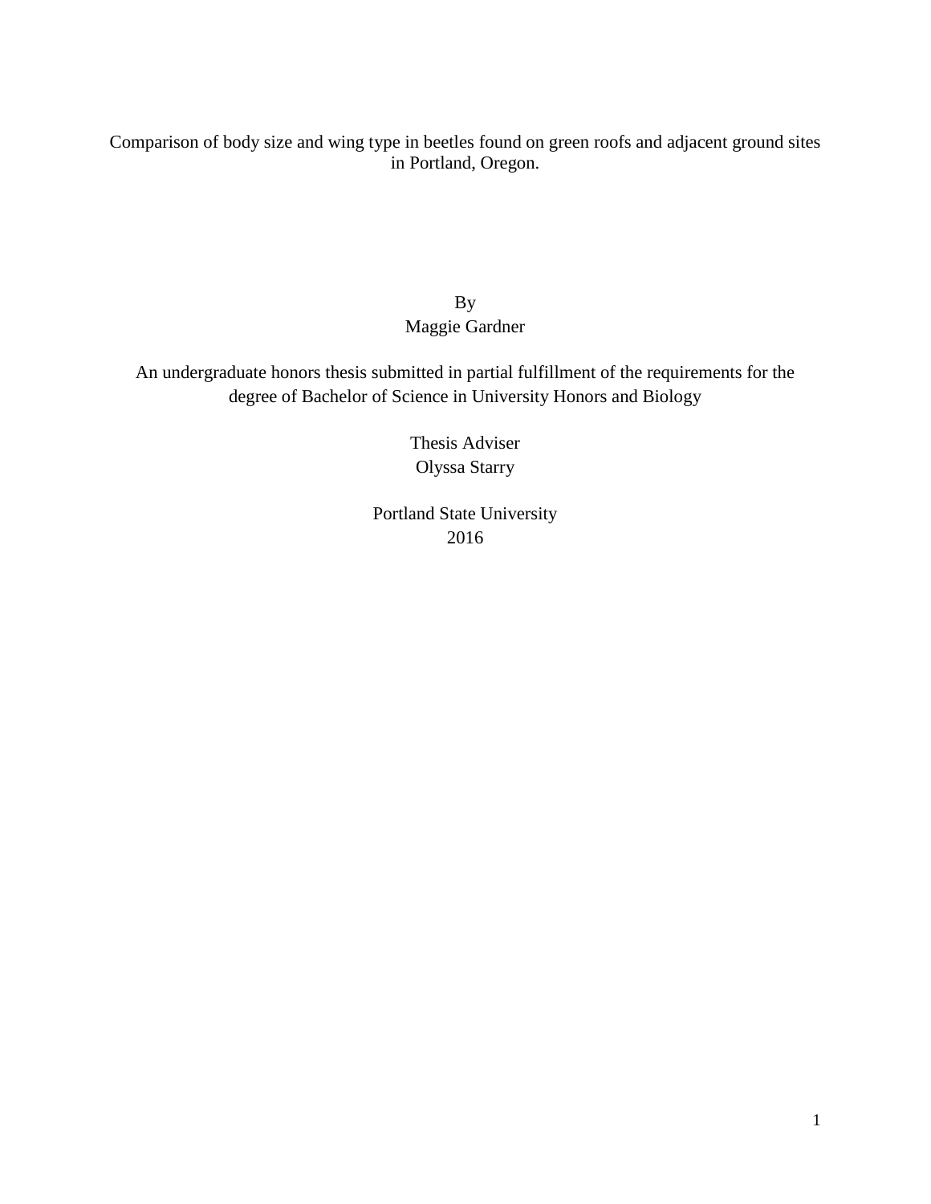Comparison of body size and wing type in beetles found on green roofs and adjacent ground sites in Portland, Oregon.

By
Maggie Gardner

An undergraduate honors thesis submitted in partial fulfillment of the requirements for the degree of Bachelor of Science in University Honors and Biology

Thesis Adviser
Olyssa Starry

Portland State University
2016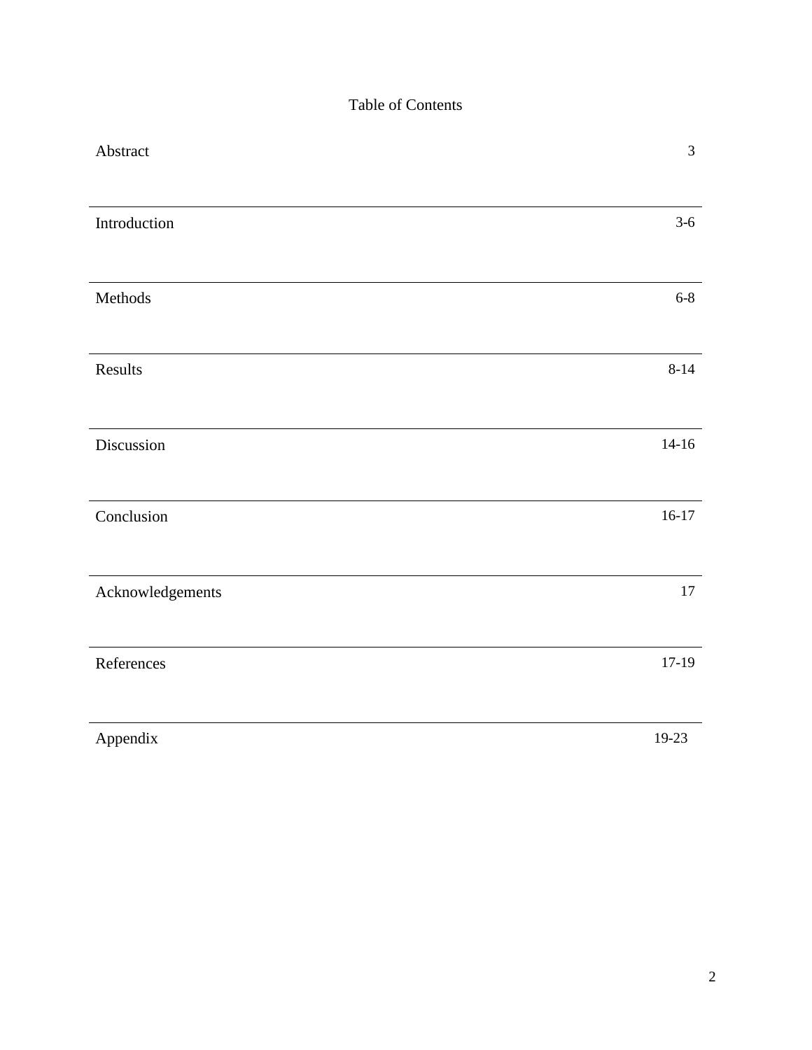# Table of Contents

| | |
|---|---|
| Abstract | 3 |
| Introduction | 3-6 |
| Methods | 6-8 |
| Results | 8-14 |
| Discussion | 14-16 |
| Conclusion | 16-17 |
| Acknowledgements | 17 |
| References | 17-19 |
| Appendix | 19-23 |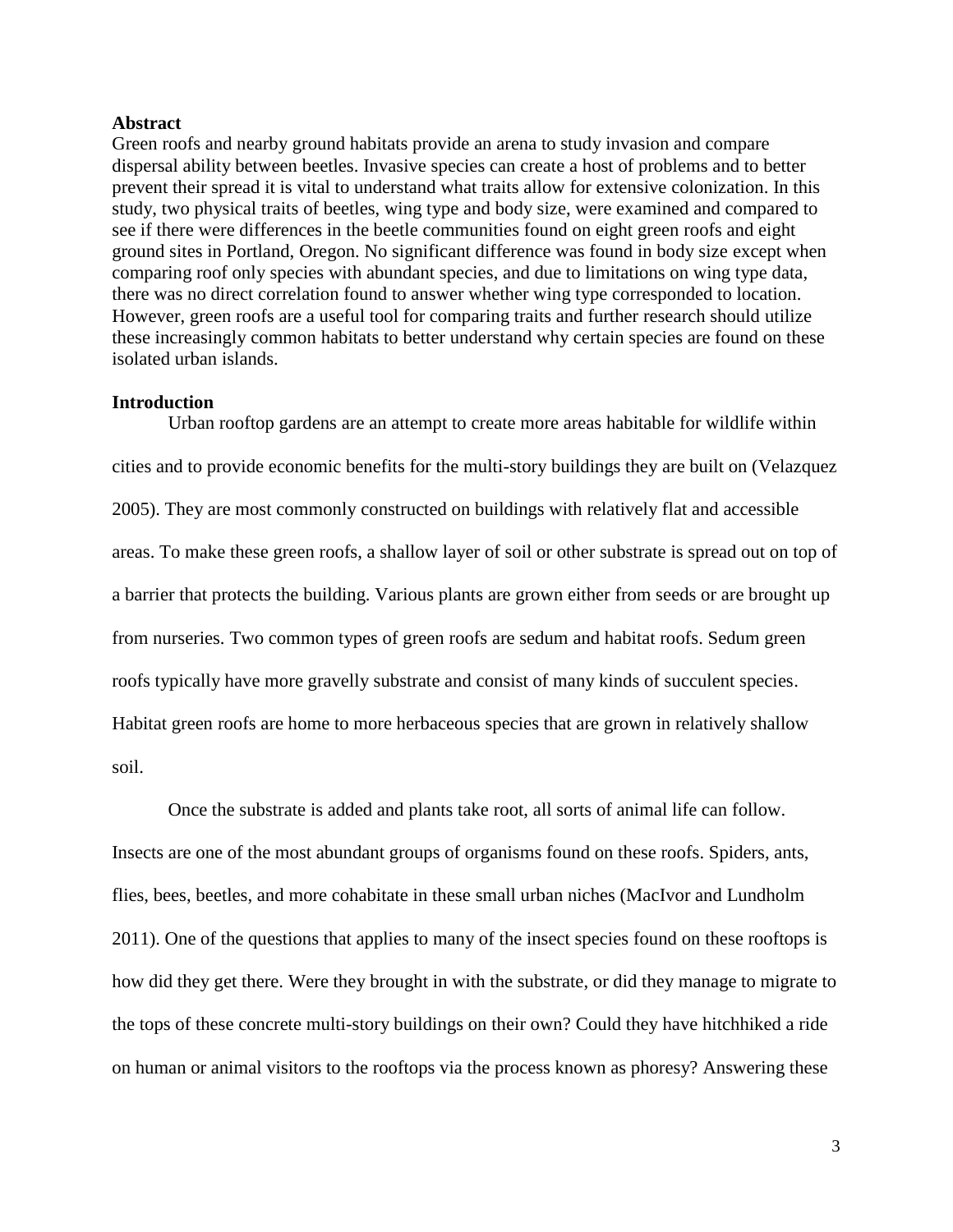## Abstract

Green roofs and nearby ground habitats provide an arena to study invasion and compare dispersal ability between beetles. Invasive species can create a host of problems and to better prevent their spread it is vital to understand what traits allow for extensive colonization. In this study, two physical traits of beetles, wing type and body size, were examined and compared to see if there were differences in the beetle communities found on eight green roofs and eight ground sites in Portland, Oregon. No significant difference was found in body size except when comparing roof only species with abundant species, and due to limitations on wing type data, there was no direct correlation found to answer whether wing type corresponded to location. However, green roofs are a useful tool for comparing traits and further research should utilize these increasingly common habitats to better understand why certain species are found on these isolated urban islands.

## Introduction

Urban rooftop gardens are an attempt to create more areas habitable for wildlife within cities and to provide economic benefits for the multi-story buildings they are built on (Velazquez 2005). They are most commonly constructed on buildings with relatively flat and accessible areas. To make these green roofs, a shallow layer of soil or other substrate is spread out on top of a barrier that protects the building. Various plants are grown either from seeds or are brought up from nurseries. Two common types of green roofs are sedum and habitat roofs. Sedum green roofs typically have more gravelly substrate and consist of many kinds of succulent species. Habitat green roofs are home to more herbaceous species that are grown in relatively shallow soil.

Once the substrate is added and plants take root, all sorts of animal life can follow. Insects are one of the most abundant groups of organisms found on these roofs. Spiders, ants, flies, bees, beetles, and more cohabitate in these small urban niches (MacIvor and Lundholm 2011). One of the questions that applies to many of the insect species found on these rooftops is how did they get there. Were they brought in with the substrate, or did they manage to migrate to the tops of these concrete multi-story buildings on their own? Could they have hitchhiked a ride on human or animal visitors to the rooftops via the process known as phoresy? Answering these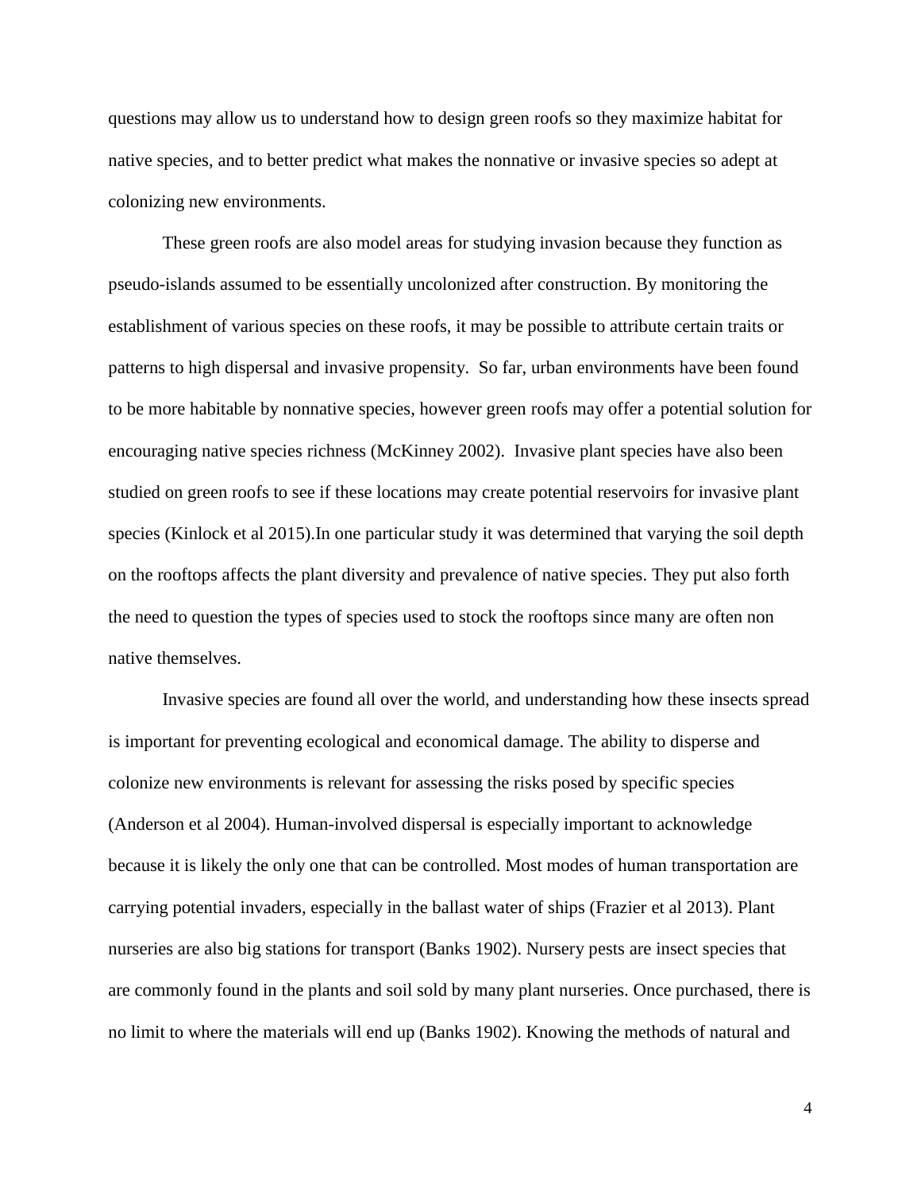questions may allow us to understand how to design green roofs so they maximize habitat for native species, and to better predict what makes the nonnative or invasive species so adept at colonizing new environments.

These green roofs are also model areas for studying invasion because they function as pseudo-islands assumed to be essentially uncolonized after construction. By monitoring the establishment of various species on these roofs, it may be possible to attribute certain traits or patterns to high dispersal and invasive propensity. So far, urban environments have been found to be more habitable by nonnative species, however green roofs may offer a potential solution for encouraging native species richness (McKinney 2002). Invasive plant species have also been studied on green roofs to see if these locations may create potential reservoirs for invasive plant species (Kinlock et al 2015).In one particular study it was determined that varying the soil depth on the rooftops affects the plant diversity and prevalence of native species. They put also forth the need to question the types of species used to stock the rooftops since many are often non native themselves.

Invasive species are found all over the world, and understanding how these insects spread is important for preventing ecological and economical damage. The ability to disperse and colonize new environments is relevant for assessing the risks posed by specific species (Anderson et al 2004). Human-involved dispersal is especially important to acknowledge because it is likely the only one that can be controlled. Most modes of human transportation are carrying potential invaders, especially in the ballast water of ships (Frazier et al 2013). Plant nurseries are also big stations for transport (Banks 1902). Nursery pests are insect species that are commonly found in the plants and soil sold by many plant nurseries. Once purchased, there is no limit to where the materials will end up (Banks 1902). Knowing the methods of natural and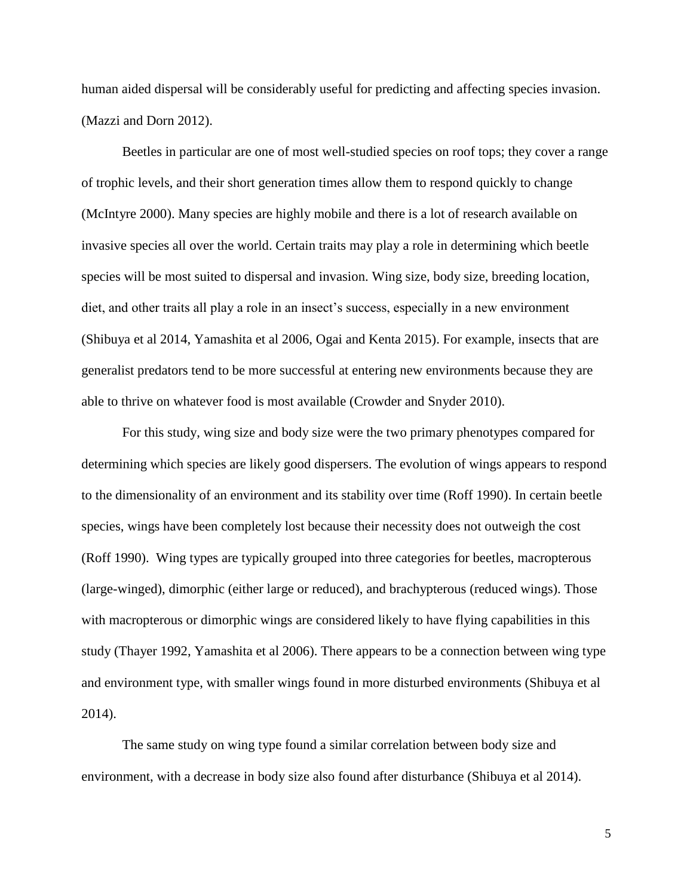human aided dispersal will be considerably useful for predicting and affecting species invasion. (Mazzi and Dorn 2012).

Beetles in particular are one of most well-studied species on roof tops; they cover a range of trophic levels, and their short generation times allow them to respond quickly to change (McIntyre 2000). Many species are highly mobile and there is a lot of research available on invasive species all over the world. Certain traits may play a role in determining which beetle species will be most suited to dispersal and invasion. Wing size, body size, breeding location, diet, and other traits all play a role in an insect's success, especially in a new environment (Shibuya et al 2014, Yamashita et al 2006, Ogai and Kenta 2015). For example, insects that are generalist predators tend to be more successful at entering new environments because they are able to thrive on whatever food is most available (Crowder and Snyder 2010).

For this study, wing size and body size were the two primary phenotypes compared for determining which species are likely good dispersers. The evolution of wings appears to respond to the dimensionality of an environment and its stability over time (Roff 1990). In certain beetle species, wings have been completely lost because their necessity does not outweigh the cost (Roff 1990). Wing types are typically grouped into three categories for beetles, macropterous (large-winged), dimorphic (either large or reduced), and brachypterous (reduced wings). Those with macropterous or dimorphic wings are considered likely to have flying capabilities in this study (Thayer 1992, Yamashita et al 2006). There appears to be a connection between wing type and environment type, with smaller wings found in more disturbed environments (Shibuya et al 2014).

The same study on wing type found a similar correlation between body size and environment, with a decrease in body size also found after disturbance (Shibuya et al 2014).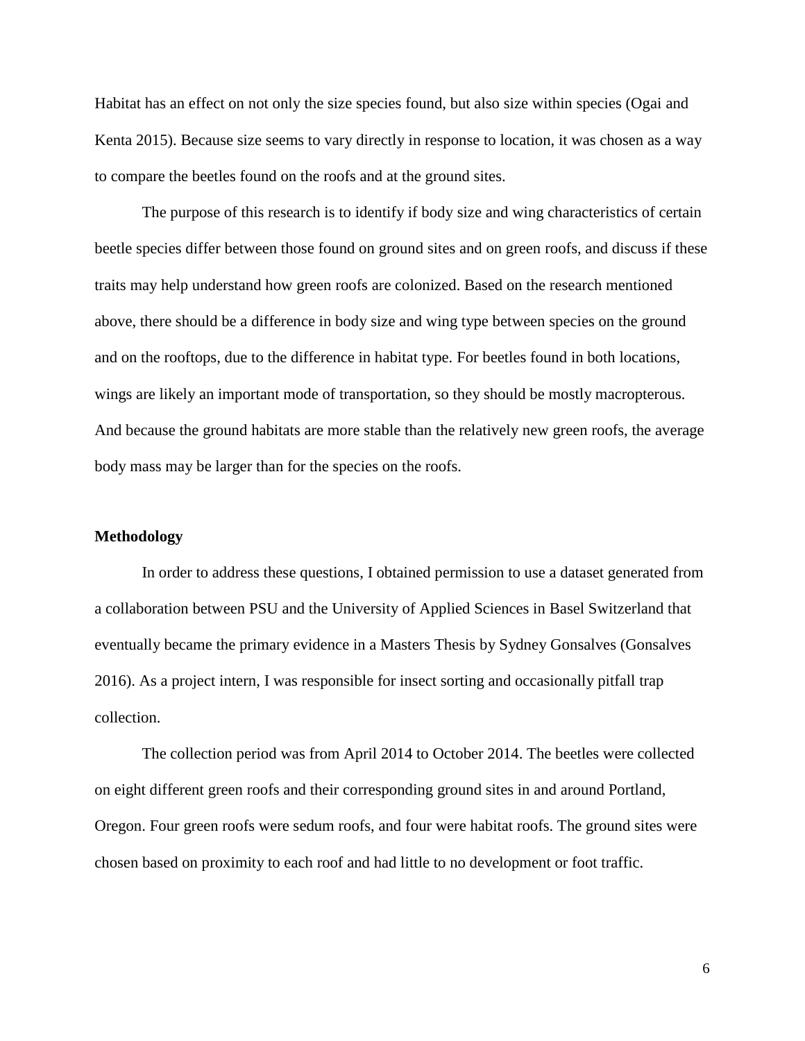Habitat has an effect on not only the size species found, but also size within species (Ogai and Kenta 2015). Because size seems to vary directly in response to location, it was chosen as a way to compare the beetles found on the roofs and at the ground sites.

The purpose of this research is to identify if body size and wing characteristics of certain beetle species differ between those found on ground sites and on green roofs, and discuss if these traits may help understand how green roofs are colonized. Based on the research mentioned above, there should be a difference in body size and wing type between species on the ground and on the rooftops, due to the difference in habitat type. For beetles found in both locations, wings are likely an important mode of transportation, so they should be mostly macropterous. And because the ground habitats are more stable than the relatively new green roofs, the average body mass may be larger than for the species on the roofs.

**Methodology**

In order to address these questions, I obtained permission to use a dataset generated from a collaboration between PSU and the University of Applied Sciences in Basel Switzerland that eventually became the primary evidence in a Masters Thesis by Sydney Gonsalves (Gonsalves 2016). As a project intern, I was responsible for insect sorting and occasionally pitfall trap collection.

The collection period was from April 2014 to October 2014. The beetles were collected on eight different green roofs and their corresponding ground sites in and around Portland, Oregon. Four green roofs were sedum roofs, and four were habitat roofs. The ground sites were chosen based on proximity to each roof and had little to no development or foot traffic.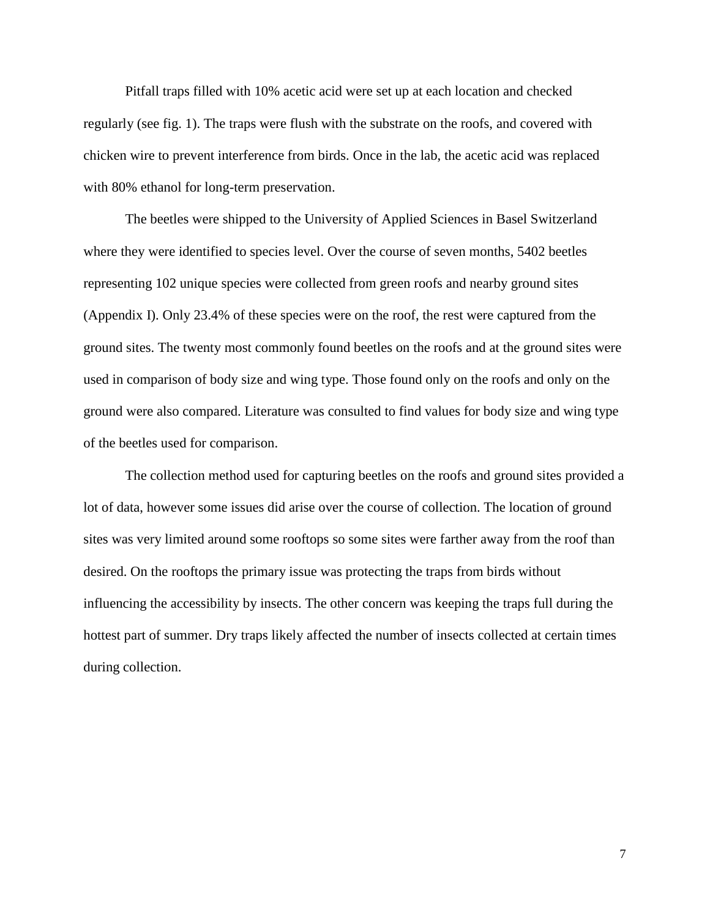Pitfall traps filled with 10% acetic acid were set up at each location and checked regularly (see fig. 1). The traps were flush with the substrate on the roofs, and covered with chicken wire to prevent interference from birds. Once in the lab, the acetic acid was replaced with 80% ethanol for long-term preservation.

The beetles were shipped to the University of Applied Sciences in Basel Switzerland where they were identified to species level. Over the course of seven months, 5402 beetles representing 102 unique species were collected from green roofs and nearby ground sites (Appendix I). Only 23.4% of these species were on the roof, the rest were captured from the ground sites. The twenty most commonly found beetles on the roofs and at the ground sites were used in comparison of body size and wing type. Those found only on the roofs and only on the ground were also compared. Literature was consulted to find values for body size and wing type of the beetles used for comparison.

The collection method used for capturing beetles on the roofs and ground sites provided a lot of data, however some issues did arise over the course of collection. The location of ground sites was very limited around some rooftops so some sites were farther away from the roof than desired. On the rooftops the primary issue was protecting the traps from birds without influencing the accessibility by insects. The other concern was keeping the traps full during the hottest part of summer. Dry traps likely affected the number of insects collected at certain times during collection.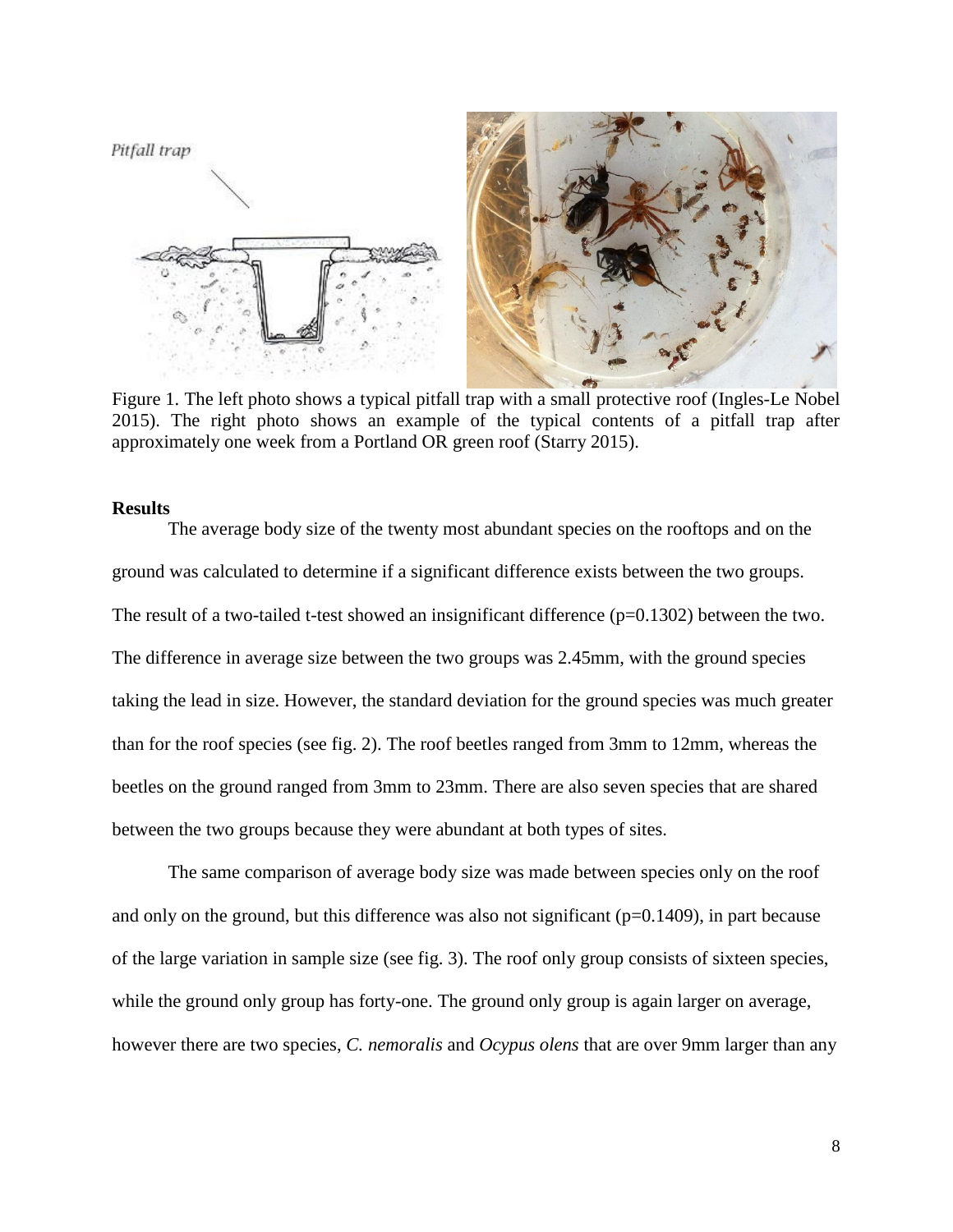Pitfall trap

Figure 1. The left photo shows a typical pitfall trap with a small protective roof (Ingles-Le Nobel 2015). The right photo shows an example of the typical contents of a pitfall trap after approximately one week from a Portland OR green roof (Starry 2015).

**Results**

The average body size of the twenty most abundant species on the rooftops and on the ground was calculated to determine if a significant difference exists between the two groups. The result of a two-tailed t-test showed an insignificant difference ($p=0.1302$) between the two. The difference in average size between the two groups was 2.45mm, with the ground species taking the lead in size. However, the standard deviation for the ground species was much greater than for the roof species (see fig. 2). The roof beetles ranged from 3mm to 12mm, whereas the beetles on the ground ranged from 3mm to 23mm. There are also seven species that are shared between the two groups because they were abundant at both types of sites.

The same comparison of average body size was made between species only on the roof and only on the ground, but this difference was also not significant ($p=0.1409$), in part because of the large variation in sample size (see fig. 3). The roof only group consists of sixteen species, while the ground only group has forty-one. The ground only group is again larger on average, however there are two species, *C. nemoralis* and *Ocypus olens* that are over 9mm larger than any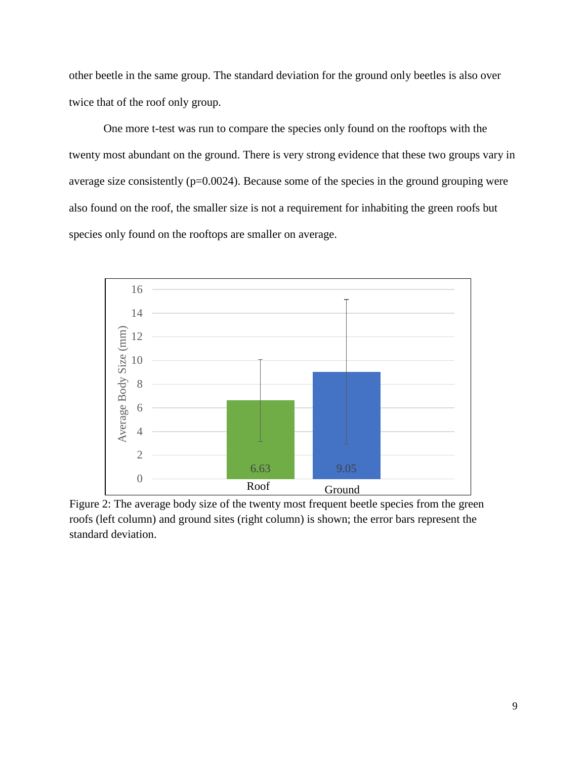other beetle in the same group. The standard deviation for the ground only beetles is also over twice that of the roof only group.

One more t-test was run to compare the species only found on the rooftops with the twenty most abundant on the ground. There is very strong evidence that these two groups vary in average size consistently (p=0.0024). Because some of the species in the ground grouping were also found on the roof, the smaller size is not a requirement for inhabiting the green roofs but species only found on the rooftops are smaller on average.

Average Body Size (mm)

16
14
12
10
8
6
4
2
0

6.63
9.05

Roof
Ground

Figure 2: The average body size of the twenty most frequent beetle species from the green roofs (left column) and ground sites (right column) is shown; the error bars represent the standard deviation.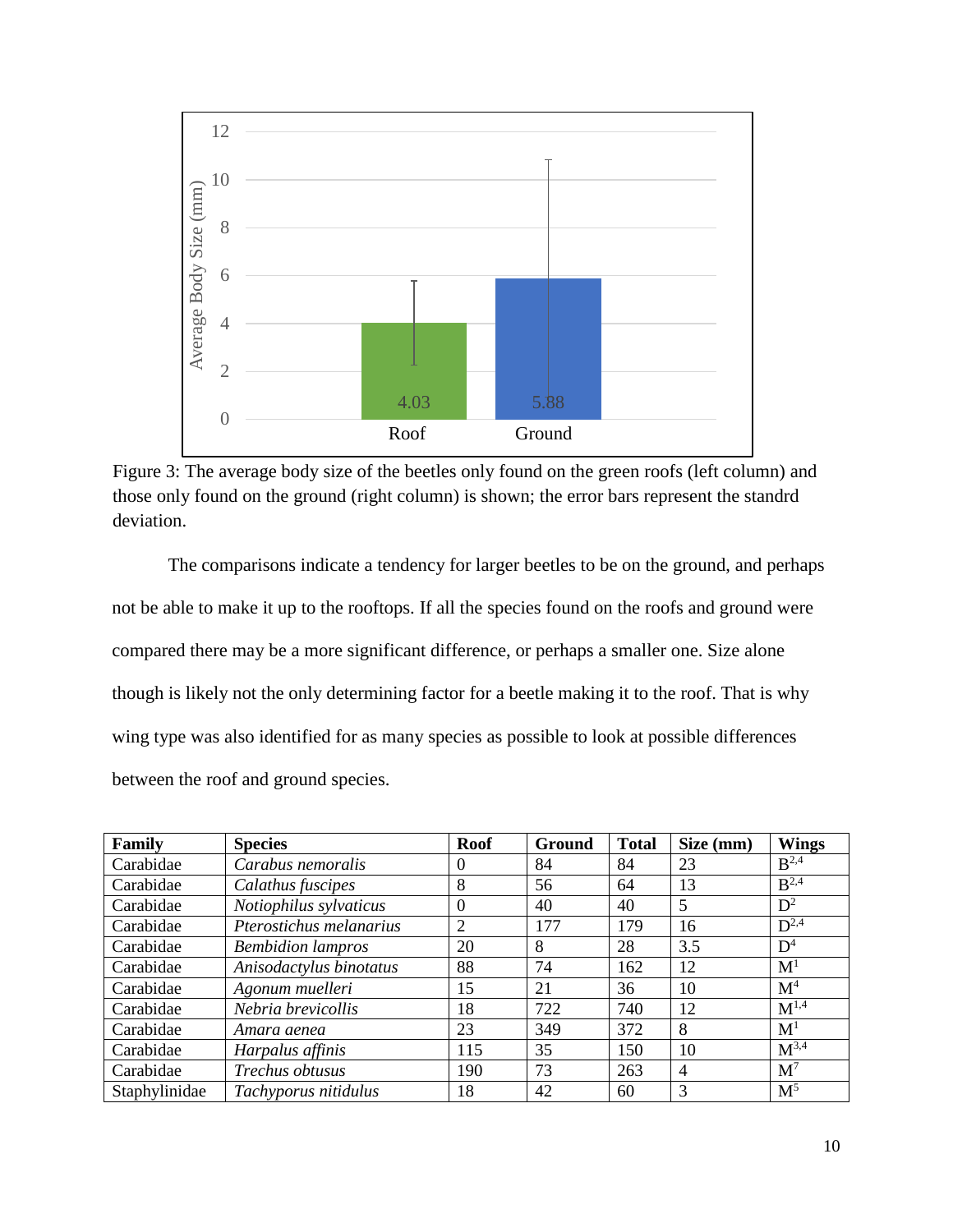12
10
8
6
4
2
0
Average Body Size (mm)
4.03
5.88
Roof
Ground

Figure 3: The average body size of the beetles only found on the green roofs (left column) and those only found on the ground (right column) is shown; the error bars represent the standrd deviation.

The comparisons indicate a tendency for larger beetles to be on the ground, and perhaps not be able to make it up to the rooftops. If all the species found on the roofs and ground were compared there may be a more significant difference, or perhaps a smaller one. Size alone though is likely not the only determining factor for a beetle making it to the roof. That is why wing type was also identified for as many species as possible to look at possible differences between the roof and ground species.

| **Family** | **Species** | **Roof** | **Ground** | **Total** | **Size (mm)** | **Wings** |
|---|---|---|---|---|---|---|
| Carabidae | *Carabus nemoralis* | 0 | 84 | 84 | 23 | B[2,4] |
| Carabidae | *Calathus fuscipes* | 8 | 56 | 64 | 13 | B[2,4] |
| Carabidae | *Notiophilus sylvaticus* | 0 | 40 | 40 | 5 | D[2] |
| Carabidae | *Pterostichus melanarius* | 2 | 177 | 179 | 16 | D[2,4] |
| Carabidae | *Bembidion lampros* | 20 | 8 | 28 | 3.5 | D[4] |
| Carabidae | *Anisodactylus binotatus* | 88 | 74 | 162 | 12 | M[1] |
| Carabidae | *Agonum muelleri* | 15 | 21 | 36 | 10 | M[4] |
| Carabidae | *Nebria brevicollis* | 18 | 722 | 740 | 12 | M[1,4] |
| Carabidae | *Amara aenea* | 23 | 349 | 372 | 8 | M[1] |
| Carabidae | *Harpalus affinis* | 115 | 35 | 150 | 10 | M[3,4] |
| Carabidae | *Trechus obtusus* | 190 | 73 | 263 | 4 | M[7] |
| Staphylinidae | *Tachyporus nitidulus* | 18 | 42 | 60 | 3 | M[5] |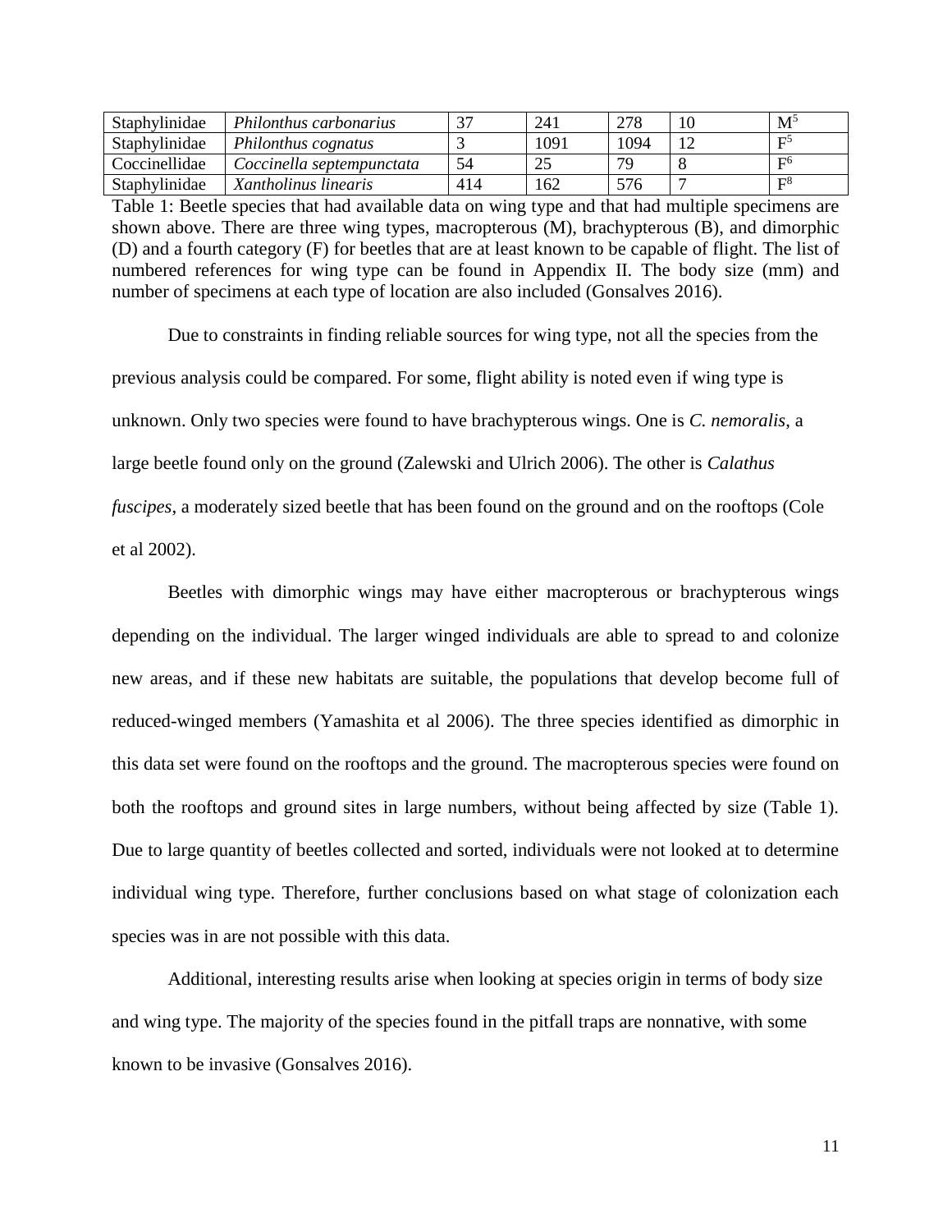| | | | | | | |
|---|---|---|---|---|---|---|
| Staphylinidae | *Philonthus carbonarius* | 37 | 241 | 278 | 10 | M[5] |
| Staphylinidae | *Philonthus cognatus* | 3 | 1091 | 1094 | 12 | F[5] |
| Coccinellidae | *Coccinella septempunctata* | 54 | 25 | 79 | 8 | F[6] |
| Staphylinidae | *Xantholinus linearis* | 414 | 162 | 576 | 7 | F[8] |

Table 1: Beetle species that had available data on wing type and that had multiple specimens are shown above. There are three wing types, macropterous (M), brachypterous (B), and dimorphic (D) and a fourth category (F) for beetles that are at least known to be capable of flight. The list of numbered references for wing type can be found in Appendix II. The body size (mm) and number of specimens at each type of location are also included (Gonsalves 2016).

Due to constraints in finding reliable sources for wing type, not all the species from the previous analysis could be compared. For some, flight ability is noted even if wing type is unknown. Only two species were found to have brachypterous wings. One is *C. nemoralis*, a large beetle found only on the ground (Zalewski and Ulrich 2006). The other is *Calathus fuscipes*, a moderately sized beetle that has been found on the ground and on the rooftops (Cole et al 2002).

Beetles with dimorphic wings may have either macropterous or brachypterous wings depending on the individual. The larger winged individuals are able to spread to and colonize new areas, and if these new habitats are suitable, the populations that develop become full of reduced-winged members (Yamashita et al 2006). The three species identified as dimorphic in this data set were found on the rooftops and the ground. The macropterous species were found on both the rooftops and ground sites in large numbers, without being affected by size (Table 1). Due to large quantity of beetles collected and sorted, individuals were not looked at to determine individual wing type. Therefore, further conclusions based on what stage of colonization each species was in are not possible with this data.

Additional, interesting results arise when looking at species origin in terms of body size and wing type. The majority of the species found in the pitfall traps are nonnative, with some known to be invasive (Gonsalves 2016).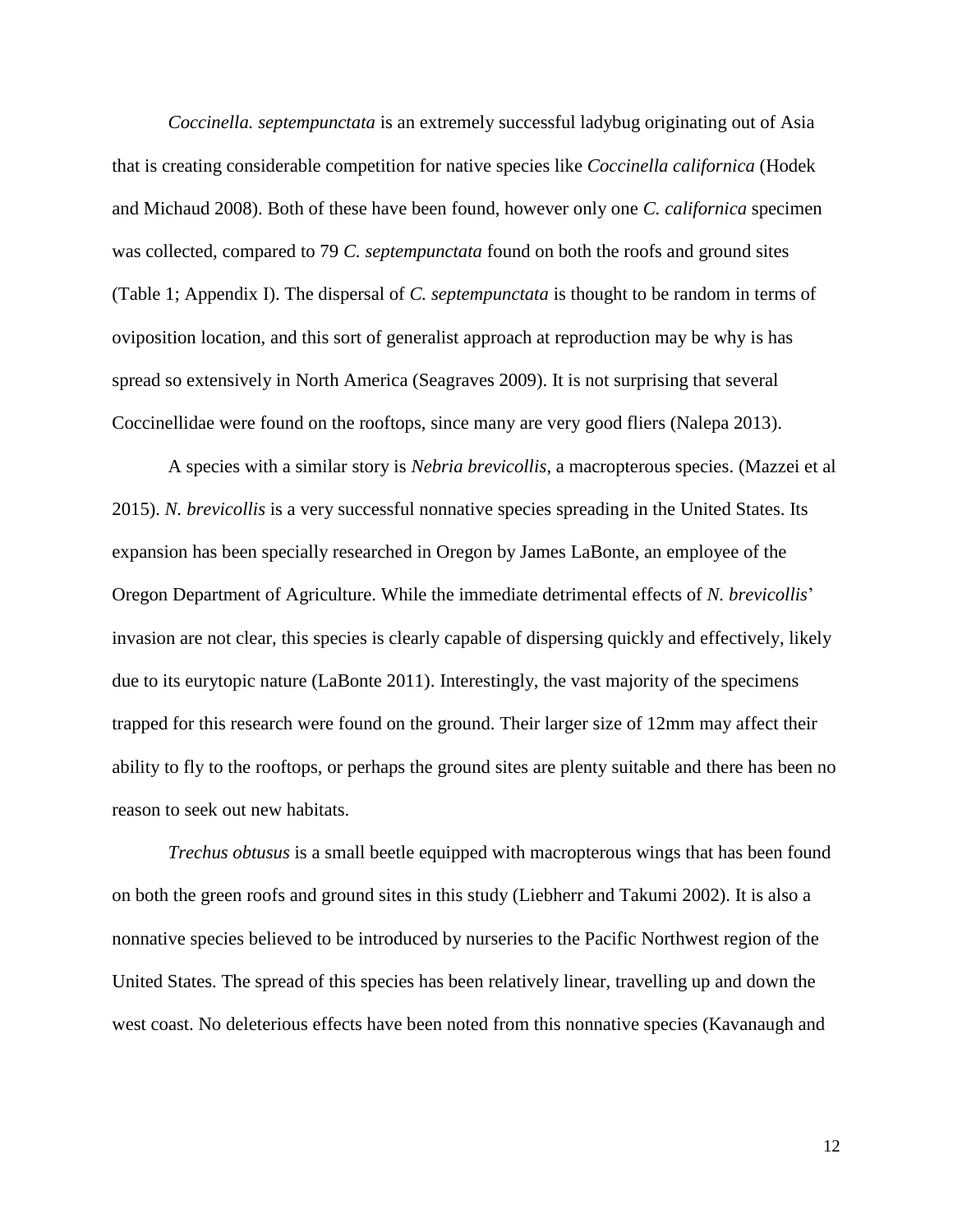*Coccinella. septempunctata* is an extremely successful ladybug originating out of Asia that is creating considerable competition for native species like *Coccinella californica* (Hodek and Michaud 2008). Both of these have been found, however only one *C. californica* specimen was collected, compared to 79 *C. septempunctata* found on both the roofs and ground sites (Table 1; Appendix I). The dispersal of *C. septempunctata* is thought to be random in terms of oviposition location, and this sort of generalist approach at reproduction may be why is has spread so extensively in North America (Seagraves 2009). It is not surprising that several Coccinellidae were found on the rooftops, since many are very good fliers (Nalepa 2013).

A species with a similar story is *Nebria brevicollis*, a macropterous species. (Mazzei et al 2015). *N. brevicollis* is a very successful nonnative species spreading in the United States. Its expansion has been specially researched in Oregon by James LaBonte, an employee of the Oregon Department of Agriculture. While the immediate detrimental effects of *N. brevicollis*' invasion are not clear, this species is clearly capable of dispersing quickly and effectively, likely due to its eurytopic nature (LaBonte 2011). Interestingly, the vast majority of the specimens trapped for this research were found on the ground. Their larger size of 12mm may affect their ability to fly to the rooftops, or perhaps the ground sites are plenty suitable and there has been no reason to seek out new habitats.

*Trechus obtusus* is a small beetle equipped with macropterous wings that has been found on both the green roofs and ground sites in this study (Liebherr and Takumi 2002). It is also a nonnative species believed to be introduced by nurseries to the Pacific Northwest region of the United States. The spread of this species has been relatively linear, travelling up and down the west coast. No deleterious effects have been noted from this nonnative species (Kavanaugh and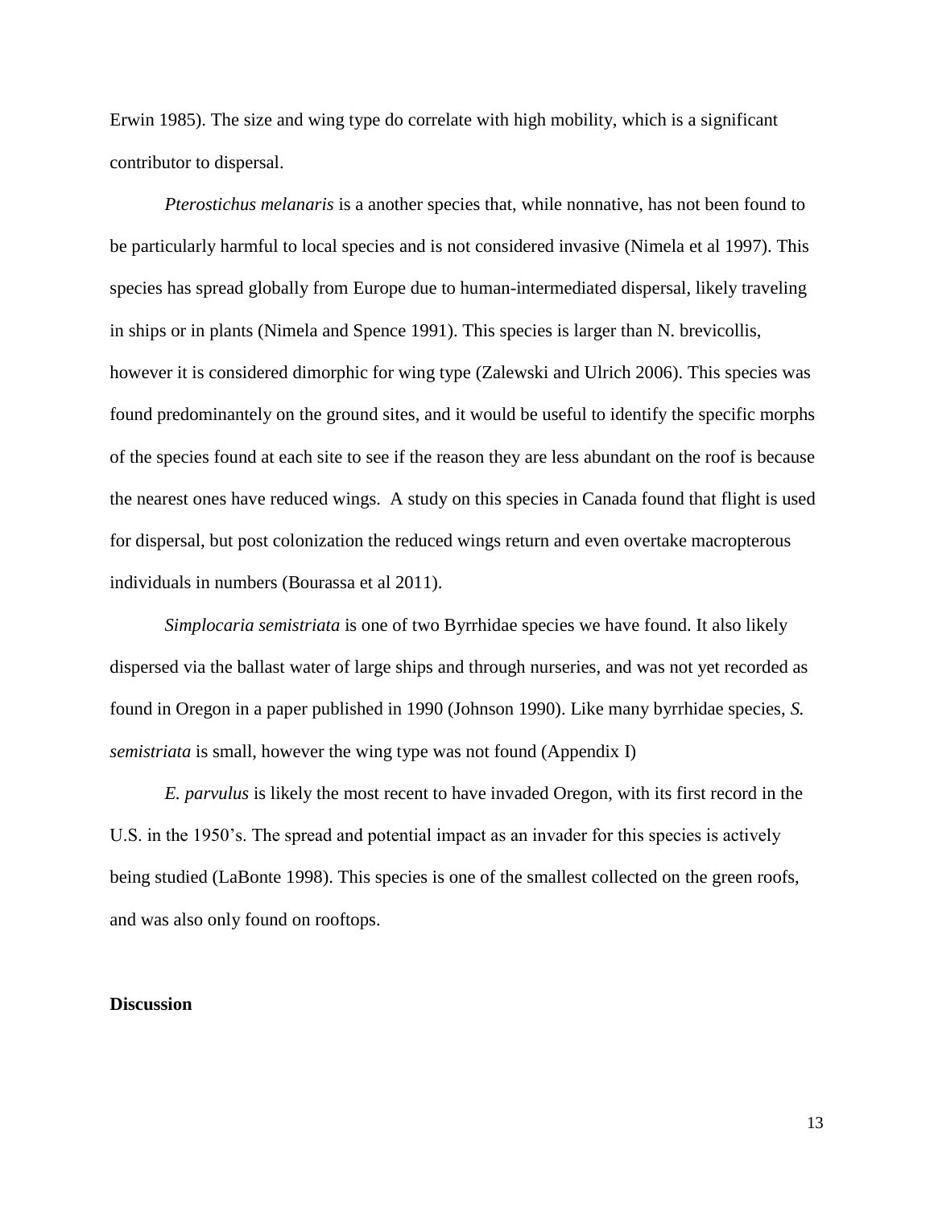Erwin 1985). The size and wing type do correlate with high mobility, which is a significant contributor to dispersal.

*Pterostichus melanaris* is a another species that, while nonnative, has not been found to be particularly harmful to local species and is not considered invasive (Nimela et al 1997). This species has spread globally from Europe due to human-intermediated dispersal, likely traveling in ships or in plants (Nimela and Spence 1991). This species is larger than N. brevicollis, however it is considered dimorphic for wing type (Zalewski and Ulrich 2006). This species was found predominantely on the ground sites, and it would be useful to identify the specific morphs of the species found at each site to see if the reason they are less abundant on the roof is because the nearest ones have reduced wings. A study on this species in Canada found that flight is used for dispersal, but post colonization the reduced wings return and even overtake macropterous individuals in numbers (Bourassa et al 2011).

*Simplocaria semistriata* is one of two Byrrhidae species we have found. It also likely dispersed via the ballast water of large ships and through nurseries, and was not yet recorded as found in Oregon in a paper published in 1990 (Johnson 1990). Like many byrrhidae species, *S. semistriata* is small, however the wing type was not found (Appendix I)

*E. parvulus* is likely the most recent to have invaded Oregon, with its first record in the U.S. in the 1950's. The spread and potential impact as an invader for this species is actively being studied (LaBonte 1998). This species is one of the smallest collected on the green roofs, and was also only found on rooftops.

**Discussion**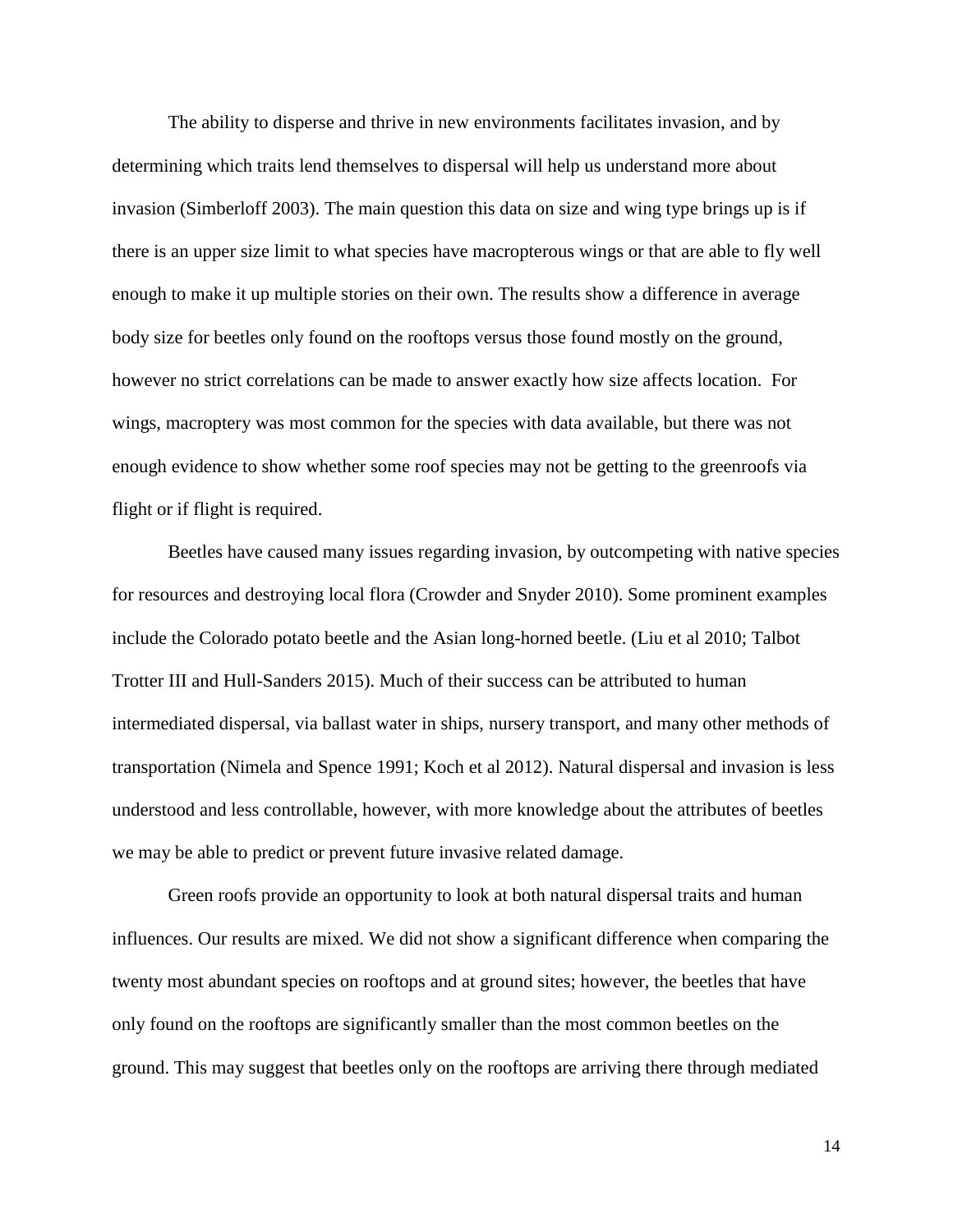The ability to disperse and thrive in new environments facilitates invasion, and by determining which traits lend themselves to dispersal will help us understand more about invasion (Simberloff 2003). The main question this data on size and wing type brings up is if there is an upper size limit to what species have macropterous wings or that are able to fly well enough to make it up multiple stories on their own. The results show a difference in average body size for beetles only found on the rooftops versus those found mostly on the ground, however no strict correlations can be made to answer exactly how size affects location. For wings, macroptery was most common for the species with data available, but there was not enough evidence to show whether some roof species may not be getting to the greenroofs via flight or if flight is required.

Beetles have caused many issues regarding invasion, by outcompeting with native species for resources and destroying local flora (Crowder and Snyder 2010). Some prominent examples include the Colorado potato beetle and the Asian long-horned beetle. (Liu et al 2010; Talbot Trotter III and Hull-Sanders 2015). Much of their success can be attributed to human intermediated dispersal, via ballast water in ships, nursery transport, and many other methods of transportation (Nimela and Spence 1991; Koch et al 2012). Natural dispersal and invasion is less understood and less controllable, however, with more knowledge about the attributes of beetles we may be able to predict or prevent future invasive related damage.

Green roofs provide an opportunity to look at both natural dispersal traits and human influences. Our results are mixed. We did not show a significant difference when comparing the twenty most abundant species on rooftops and at ground sites; however, the beetles that have only found on the rooftops are significantly smaller than the most common beetles on the ground. This may suggest that beetles only on the rooftops are arriving there through mediated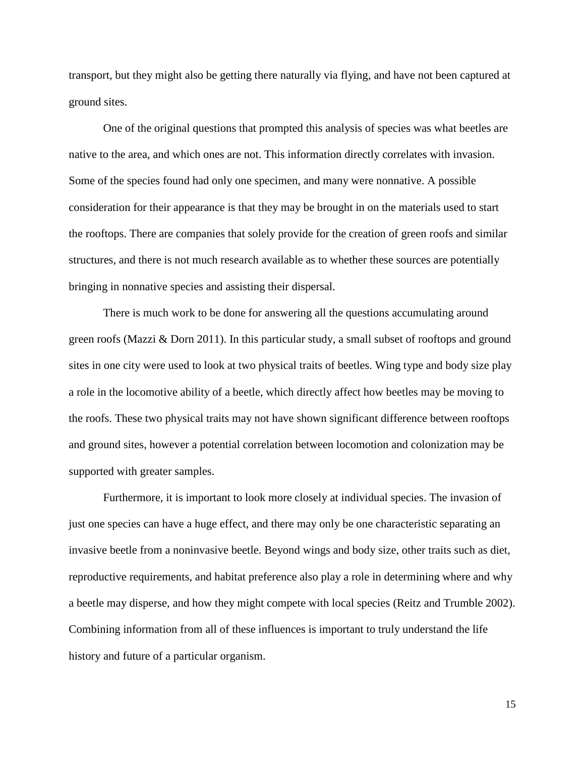transport, but they might also be getting there naturally via flying, and have not been captured at ground sites.

One of the original questions that prompted this analysis of species was what beetles are native to the area, and which ones are not. This information directly correlates with invasion. Some of the species found had only one specimen, and many were nonnative. A possible consideration for their appearance is that they may be brought in on the materials used to start the rooftops. There are companies that solely provide for the creation of green roofs and similar structures, and there is not much research available as to whether these sources are potentially bringing in nonnative species and assisting their dispersal.

There is much work to be done for answering all the questions accumulating around green roofs (Mazzi & Dorn 2011). In this particular study, a small subset of rooftops and ground sites in one city were used to look at two physical traits of beetles. Wing type and body size play a role in the locomotive ability of a beetle, which directly affect how beetles may be moving to the roofs. These two physical traits may not have shown significant difference between rooftops and ground sites, however a potential correlation between locomotion and colonization may be supported with greater samples.

Furthermore, it is important to look more closely at individual species. The invasion of just one species can have a huge effect, and there may only be one characteristic separating an invasive beetle from a noninvasive beetle. Beyond wings and body size, other traits such as diet, reproductive requirements, and habitat preference also play a role in determining where and why a beetle may disperse, and how they might compete with local species (Reitz and Trumble 2002). Combining information from all of these influences is important to truly understand the life history and future of a particular organism.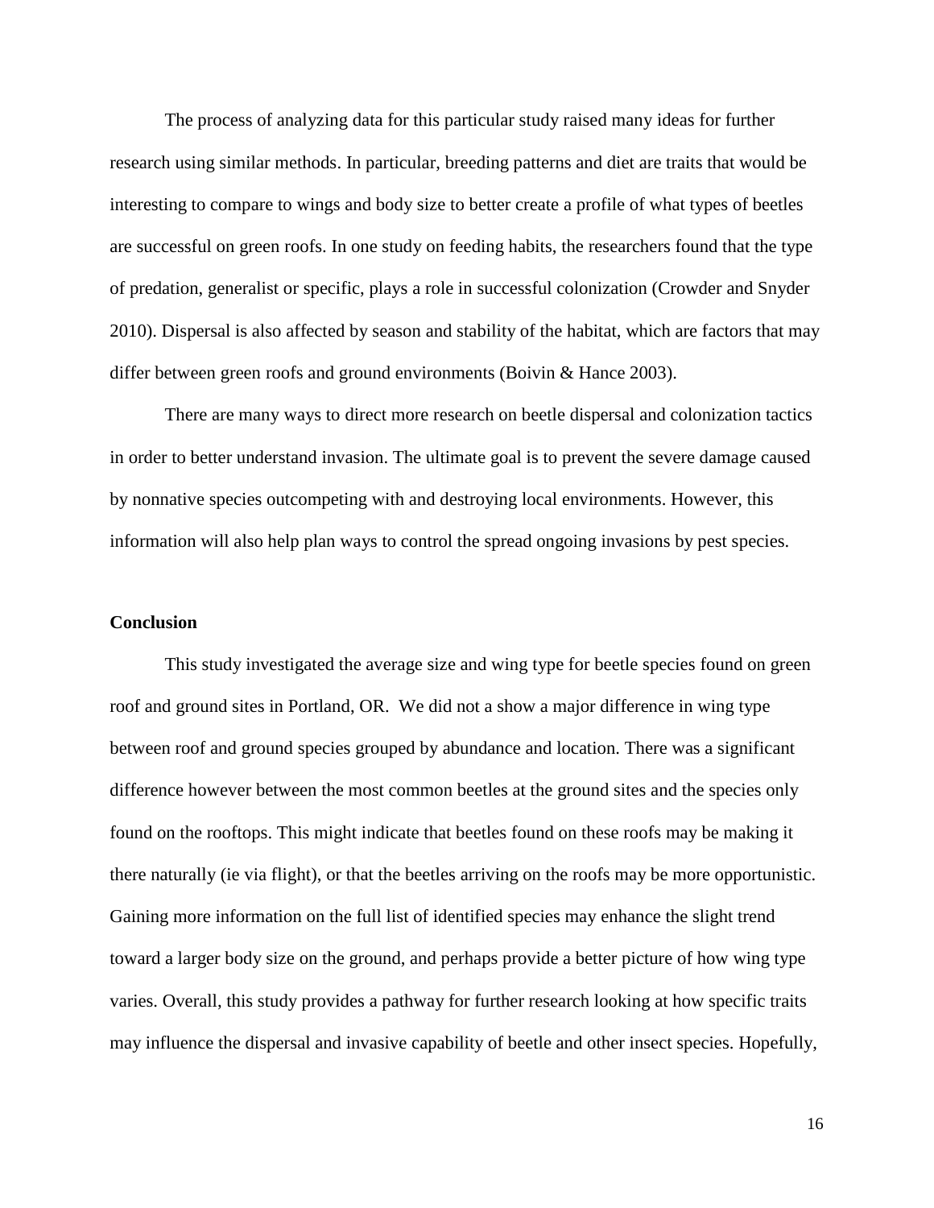The process of analyzing data for this particular study raised many ideas for further research using similar methods. In particular, breeding patterns and diet are traits that would be interesting to compare to wings and body size to better create a profile of what types of beetles are successful on green roofs. In one study on feeding habits, the researchers found that the type of predation, generalist or specific, plays a role in successful colonization (Crowder and Snyder 2010). Dispersal is also affected by season and stability of the habitat, which are factors that may differ between green roofs and ground environments (Boivin & Hance 2003).

There are many ways to direct more research on beetle dispersal and colonization tactics in order to better understand invasion. The ultimate goal is to prevent the severe damage caused by nonnative species outcompeting with and destroying local environments. However, this information will also help plan ways to control the spread ongoing invasions by pest species.

**Conclusion**

This study investigated the average size and wing type for beetle species found on green roof and ground sites in Portland, OR. We did not a show a major difference in wing type between roof and ground species grouped by abundance and location. There was a significant difference however between the most common beetles at the ground sites and the species only found on the rooftops. This might indicate that beetles found on these roofs may be making it there naturally (ie via flight), or that the beetles arriving on the roofs may be more opportunistic. Gaining more information on the full list of identified species may enhance the slight trend toward a larger body size on the ground, and perhaps provide a better picture of how wing type varies. Overall, this study provides a pathway for further research looking at how specific traits may influence the dispersal and invasive capability of beetle and other insect species. Hopefully,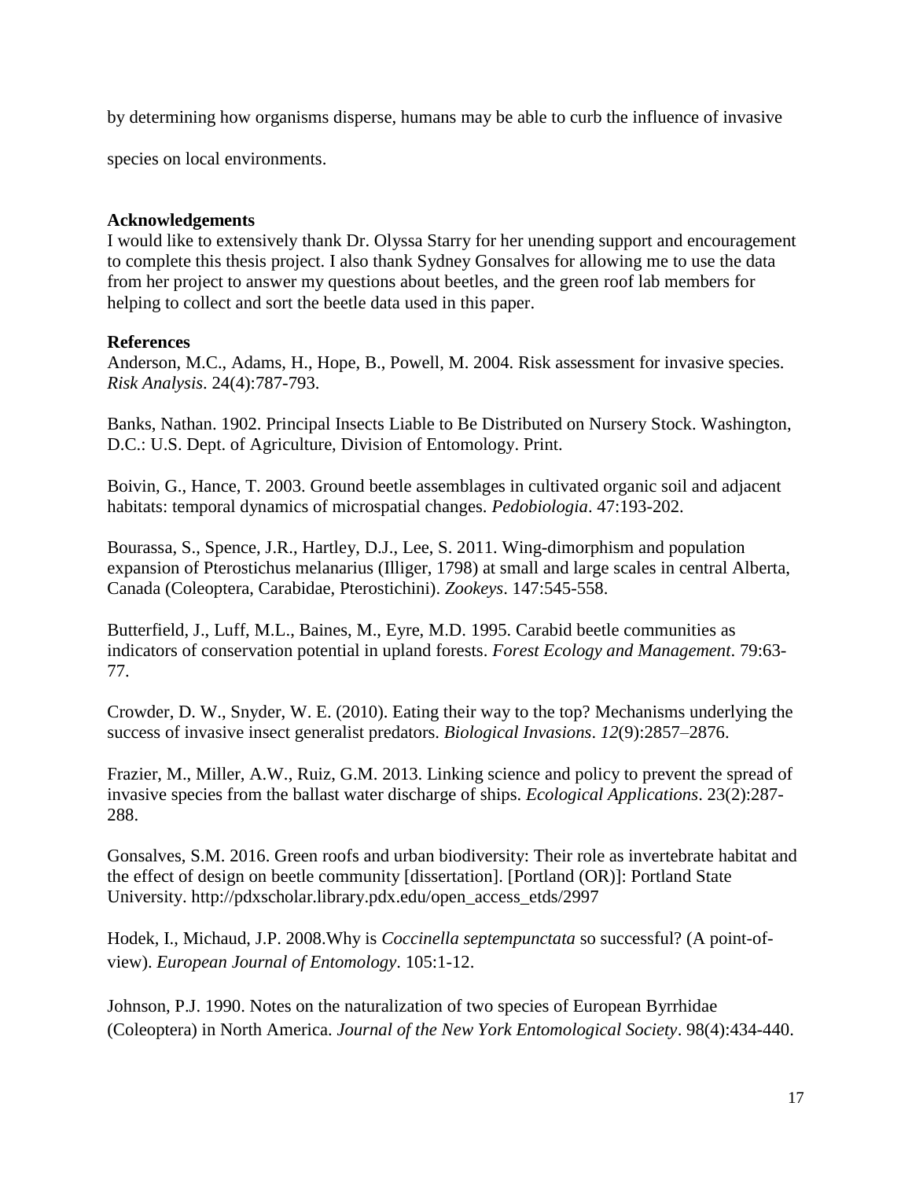by determining how organisms disperse, humans may be able to curb the influence of invasive species on local environments.

## Acknowledgements

I would like to extensively thank Dr. Olyssa Starry for her unending support and encouragement to complete this thesis project. I also thank Sydney Gonsalves for allowing me to use the data from her project to answer my questions about beetles, and the green roof lab members for helping to collect and sort the beetle data used in this paper.

## References

Anderson, M.C., Adams, H., Hope, B., Powell, M. 2004. Risk assessment for invasive species. *Risk Analysis*. 24(4):787-793.

Banks, Nathan. 1902. Principal Insects Liable to Be Distributed on Nursery Stock. Washington, D.C.: U.S. Dept. of Agriculture, Division of Entomology. Print.

Boivin, G., Hance, T. 2003. Ground beetle assemblages in cultivated organic soil and adjacent habitats: temporal dynamics of microspatial changes. *Pedobiologia*. 47:193-202.

Bourassa, S., Spence, J.R., Hartley, D.J., Lee, S. 2011. Wing-dimorphism and population expansion of Pterostichus melanarius (Illiger, 1798) at small and large scales in central Alberta, Canada (Coleoptera, Carabidae, Pterostichini). *Zookeys*. 147:545-558.

Butterfield, J., Luff, M.L., Baines, M., Eyre, M.D. 1995. Carabid beetle communities as indicators of conservation potential in upland forests. *Forest Ecology and Management*. 79:63-77.

Crowder, D. W., Snyder, W. E. (2010). Eating their way to the top? Mechanisms underlying the success of invasive insect generalist predators. *Biological Invasions*. *12*(9):2857–2876.

Frazier, M., Miller, A.W., Ruiz, G.M. 2013. Linking science and policy to prevent the spread of invasive species from the ballast water discharge of ships. *Ecological Applications*. 23(2):287-288.

Gonsalves, S.M. 2016. Green roofs and urban biodiversity: Their role as invertebrate habitat and the effect of design on beetle community [dissertation]. [Portland (OR)]: Portland State University. http://pdxscholar.library.pdx.edu/open_access_etds/2997

Hodek, I., Michaud, J.P. 2008.Why is *Coccinella septempunctata* so successful? (A point-of-view). *European Journal of Entomology*. 105:1-12.

Johnson, P.J. 1990. Notes on the naturalization of two species of European Byrrhidae (Coleoptera) in North America. *Journal of the New York Entomological Society*. 98(4):434-440.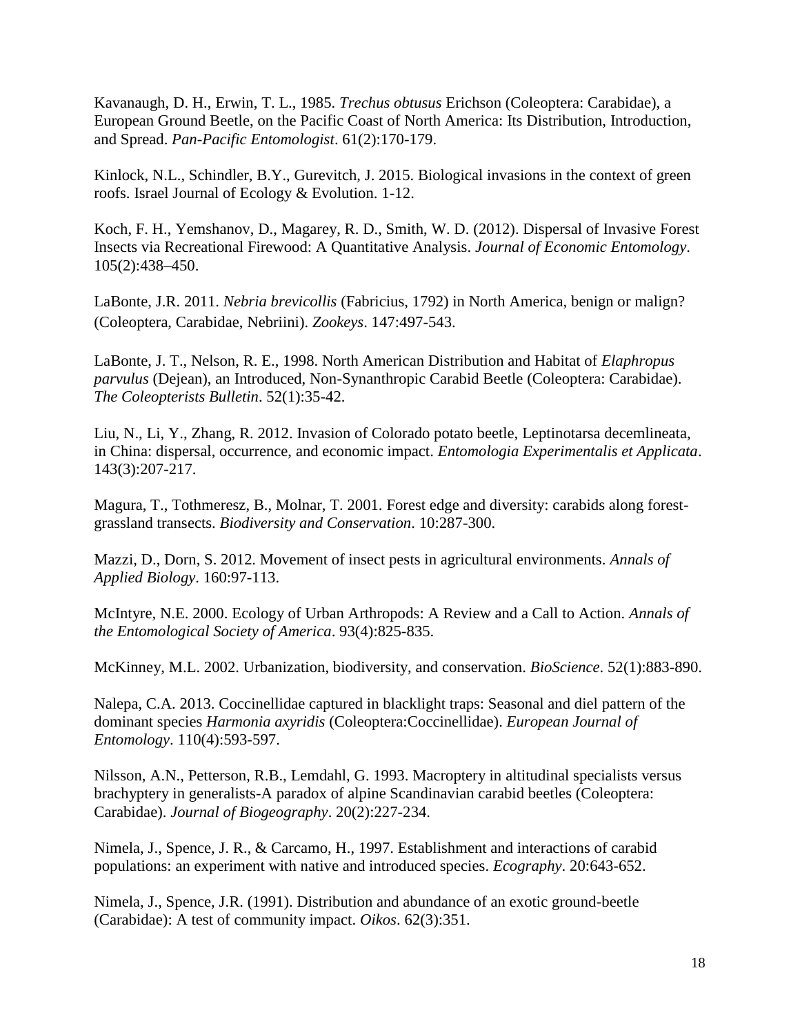Kavanaugh, D. H., Erwin, T. L., 1985. *Trechus obtusus* Erichson (Coleoptera: Carabidae), a European Ground Beetle, on the Pacific Coast of North America: Its Distribution, Introduction, and Spread. *Pan-Pacific Entomologist*. 61(2):170-179.

Kinlock, N.L., Schindler, B.Y., Gurevitch, J. 2015. Biological invasions in the context of green roofs. Israel Journal of Ecology & Evolution. 1-12.

Koch, F. H., Yemshanov, D., Magarey, R. D., Smith, W. D. (2012). Dispersal of Invasive Forest Insects via Recreational Firewood: A Quantitative Analysis. *Journal of Economic Entomology*. 105(2):438–450.

LaBonte, J.R. 2011. *Nebria brevicollis* (Fabricius, 1792) in North America, benign or malign? (Coleoptera, Carabidae, Nebriini). *Zookeys*. 147:497-543.

LaBonte, J. T., Nelson, R. E., 1998. North American Distribution and Habitat of *Elaphropus parvulus* (Dejean), an Introduced, Non-Synanthropic Carabid Beetle (Coleoptera: Carabidae). *The Coleopterists Bulletin*. 52(1):35-42.

Liu, N., Li, Y., Zhang, R. 2012. Invasion of Colorado potato beetle, Leptinotarsa decemlineata, in China: dispersal, occurrence, and economic impact. *Entomologia Experimentalis et Applicata*. 143(3):207-217.

Magura, T., Tothmeresz, B., Molnar, T. 2001. Forest edge and diversity: carabids along forest-grassland transects. *Biodiversity and Conservation*. 10:287-300.

Mazzi, D., Dorn, S. 2012. Movement of insect pests in agricultural environments. *Annals of Applied Biology*. 160:97-113.

McIntyre, N.E. 2000. Ecology of Urban Arthropods: A Review and a Call to Action. *Annals of the Entomological Society of America*. 93(4):825-835.

McKinney, M.L. 2002. Urbanization, biodiversity, and conservation. *BioScience*. 52(1):883-890.

Nalepa, C.A. 2013. Coccinellidae captured in blacklight traps: Seasonal and diel pattern of the dominant species *Harmonia axyridis* (Coleoptera:Coccinellidae). *European Journal of Entomology*. 110(4):593-597.

Nilsson, A.N., Petterson, R.B., Lemdahl, G. 1993. Macroptery in altitudinal specialists versus brachyptery in generalists-A paradox of alpine Scandinavian carabid beetles (Coleoptera: Carabidae). *Journal of Biogeography*. 20(2):227-234.

Nimela, J., Spence, J. R., & Carcamo, H., 1997. Establishment and interactions of carabid populations: an experiment with native and introduced species. *Ecography*. 20:643-652.

Nimela, J., Spence, J.R. (1991). Distribution and abundance of an exotic ground-beetle (Carabidae): A test of community impact. *Oikos*. 62(3):351.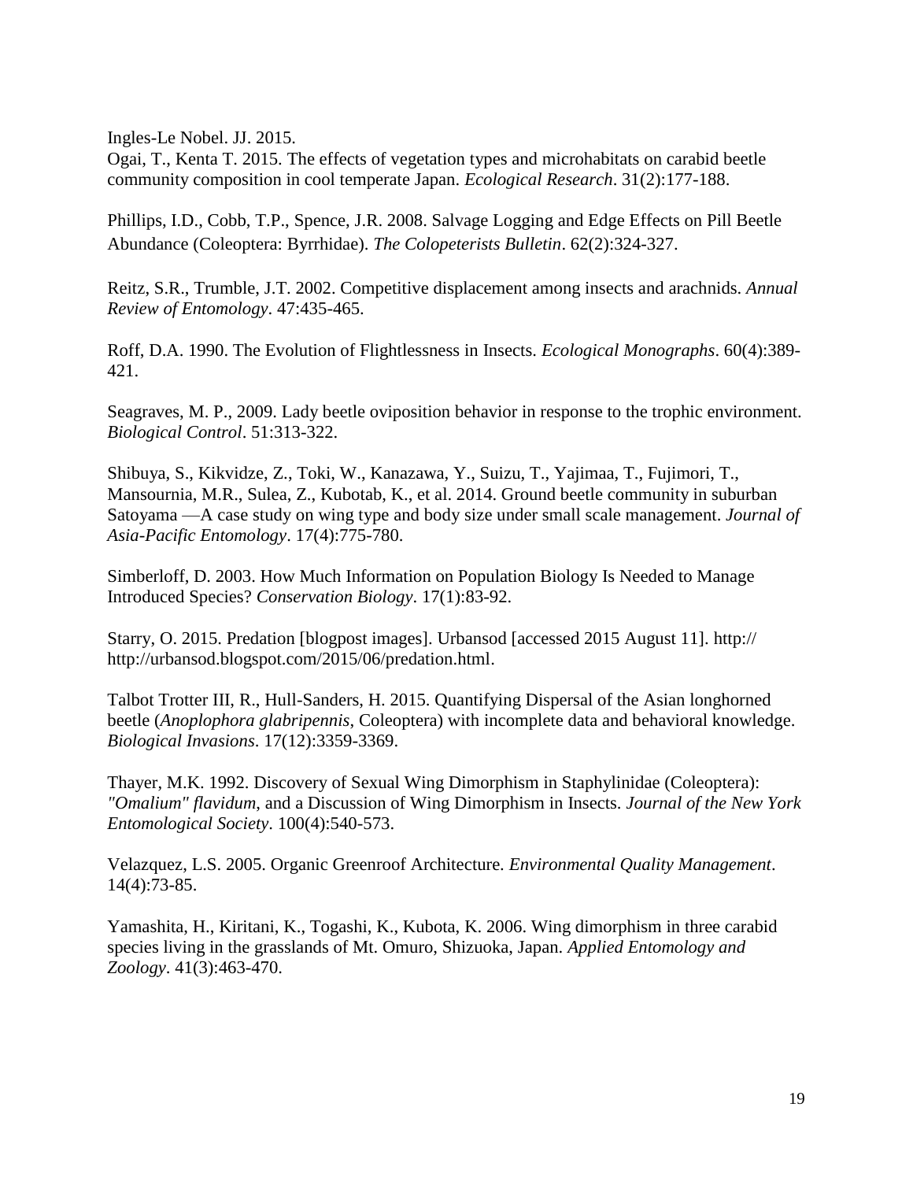Ingles-Le Nobel. JJ. 2015.
Ogai, T., Kenta T. 2015. The effects of vegetation types and microhabitats on carabid beetle community composition in cool temperate Japan. *Ecological Research*. 31(2):177-188.

Phillips, I.D., Cobb, T.P., Spence, J.R. 2008. Salvage Logging and Edge Effects on Pill Beetle Abundance (Coleoptera: Byrrhidae). *The Colopeterists Bulletin*. 62(2):324-327.

Reitz, S.R., Trumble, J.T. 2002. Competitive displacement among insects and arachnids. *Annual Review of Entomology*. 47:435-465.

Roff, D.A. 1990. The Evolution of Flightlessness in Insects. *Ecological Monographs*. 60(4):389-421.

Seagraves, M. P., 2009. Lady beetle oviposition behavior in response to the trophic environment. *Biological Control*. 51:313-322.

Shibuya, S., Kikvidze, Z., Toki, W., Kanazawa, Y., Suizu, T., Yajimaa, T., Fujimori, T., Mansournia, M.R., Sulea, Z., Kubotab, K., et al. 2014. Ground beetle community in suburban Satoyama —A case study on wing type and body size under small scale management. *Journal of Asia-Pacific Entomology*. 17(4):775-780.

Simberloff, D. 2003. How Much Information on Population Biology Is Needed to Manage Introduced Species? *Conservation Biology*. 17(1):83-92.

Starry, O. 2015. Predation [blogpost images]. Urbansod [accessed 2015 August 11]. http:// http://urbansod.blogspot.com/2015/06/predation.html.

Talbot Trotter III, R., Hull-Sanders, H. 2015. Quantifying Dispersal of the Asian longhorned beetle (*Anoplophora glabripennis*, Coleoptera) with incomplete data and behavioral knowledge. *Biological Invasions*. 17(12):3359-3369.

Thayer, M.K. 1992. Discovery of Sexual Wing Dimorphism in Staphylinidae (Coleoptera): *"Omalium" flavidum*, and a Discussion of Wing Dimorphism in Insects. *Journal of the New York Entomological Society*. 100(4):540-573.

Velazquez, L.S. 2005. Organic Greenroof Architecture. *Environmental Quality Management*. 14(4):73-85.

Yamashita, H., Kiritani, K., Togashi, K., Kubota, K. 2006. Wing dimorphism in three carabid species living in the grasslands of Mt. Omuro, Shizuoka, Japan. *Applied Entomology and Zoology*. 41(3):463-470.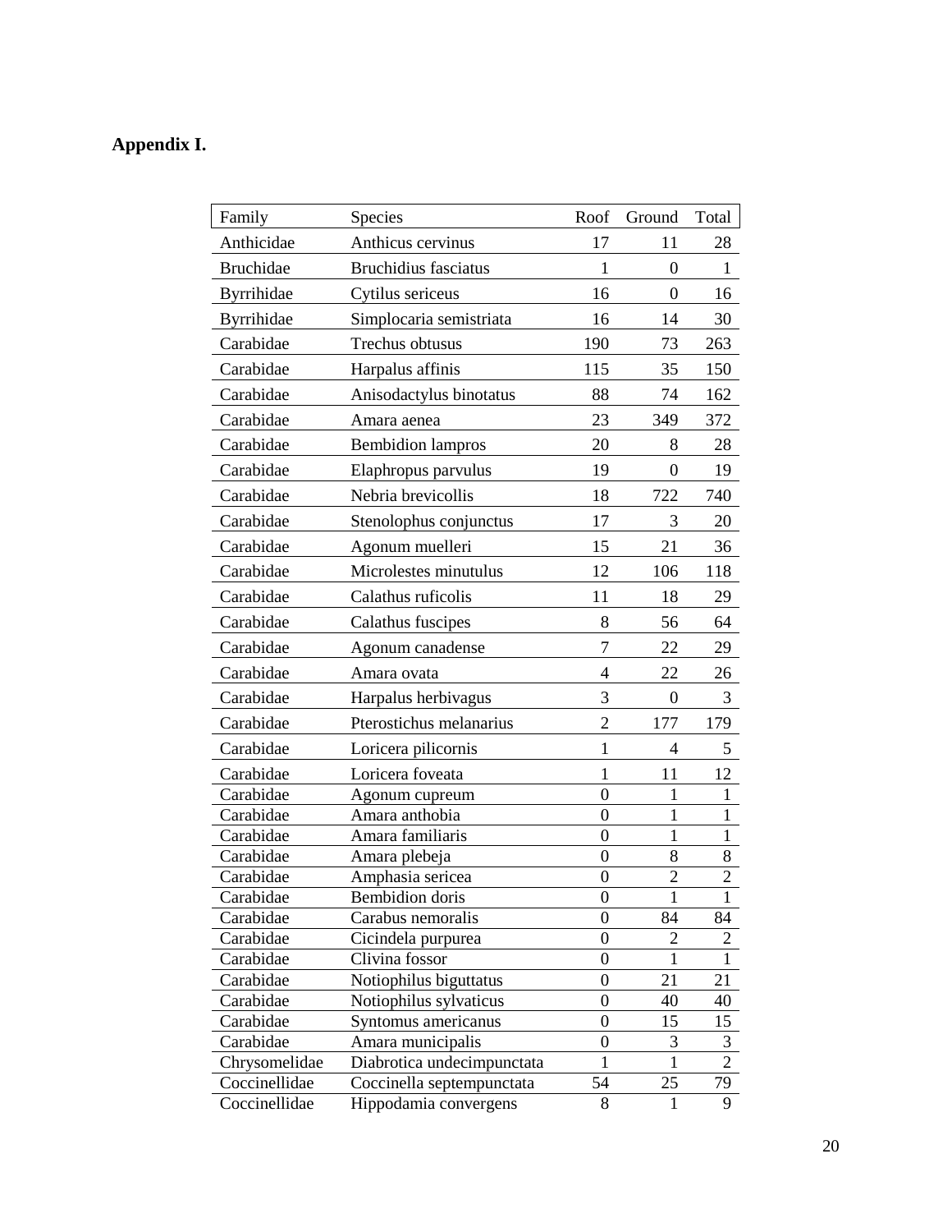**Appendix I.**

| Family | Species | Roof | Ground | Total |
|---|---|---|---|---|
| Anthicidae | Anthicus cervinus | 17 | 11 | 28 |
| Bruchidae | Bruchidius fasciatus | 1 | 0 | 1 |
| Byrrihidae | Cytilus sericeus | 16 | 0 | 16 |
| Byrrihidae | Simplocaria semistriata | 16 | 14 | 30 |
| Carabidae | Trechus obtusus | 190 | 73 | 263 |
| Carabidae | Harpalus affinis | 115 | 35 | 150 |
| Carabidae | Anisodactylus binotatus | 88 | 74 | 162 |
| Carabidae | Amara aenea | 23 | 349 | 372 |
| Carabidae | Bembidion lampros | 20 | 8 | 28 |
| Carabidae | Elaphropus parvulus | 19 | 0 | 19 |
| Carabidae | Nebria brevicollis | 18 | 722 | 740 |
| Carabidae | Stenolophus conjunctus | 17 | 3 | 20 |
| Carabidae | Agonum muelleri | 15 | 21 | 36 |
| Carabidae | Microlestes minutulus | 12 | 106 | 118 |
| Carabidae | Calathus ruficolis | 11 | 18 | 29 |
| Carabidae | Calathus fuscipes | 8 | 56 | 64 |
| Carabidae | Agonum canadense | 7 | 22 | 29 |
| Carabidae | Amara ovata | 4 | 22 | 26 |
| Carabidae | Harpalus herbivagus | 3 | 0 | 3 |
| Carabidae | Pterostichus melanarius | 2 | 177 | 179 |
| Carabidae | Loricera pilicornis | 1 | 4 | 5 |
| Carabidae | Loricera foveata | 1 | 11 | 12 |
| Carabidae | Agonum cupreum | 0 | 1 | 1 |
| Carabidae | Amara anthobia | 0 | 1 | 1 |
| Carabidae | Amara familiaris | 0 | 1 | 1 |
| Carabidae | Amara plebeja | 0 | 8 | 8 |
| Carabidae | Amphasia sericea | 0 | 2 | 2 |
| Carabidae | Bembidion doris | 0 | 1 | 1 |
| Carabidae | Carabus nemoralis | 0 | 84 | 84 |
| Carabidae | Cicindela purpurea | 0 | 2 | 2 |
| Carabidae | Clivina fossor | 0 | 1 | 1 |
| Carabidae | Notiophilus biguttatus | 0 | 21 | 21 |
| Carabidae | Notiophilus sylvaticus | 0 | 40 | 40 |
| Carabidae | Syntomus americanus | 0 | 15 | 15 |
| Carabidae | Amara municipalis | 0 | 3 | 3 |
| Chrysomelidae | Diabrotica undecimpunctata | 1 | 1 | 2 |
| Coccinellidae | Coccinella septempunctata | 54 | 25 | 79 |
| Coccinellidae | Hippodamia convergens | 8 | 1 | 9 |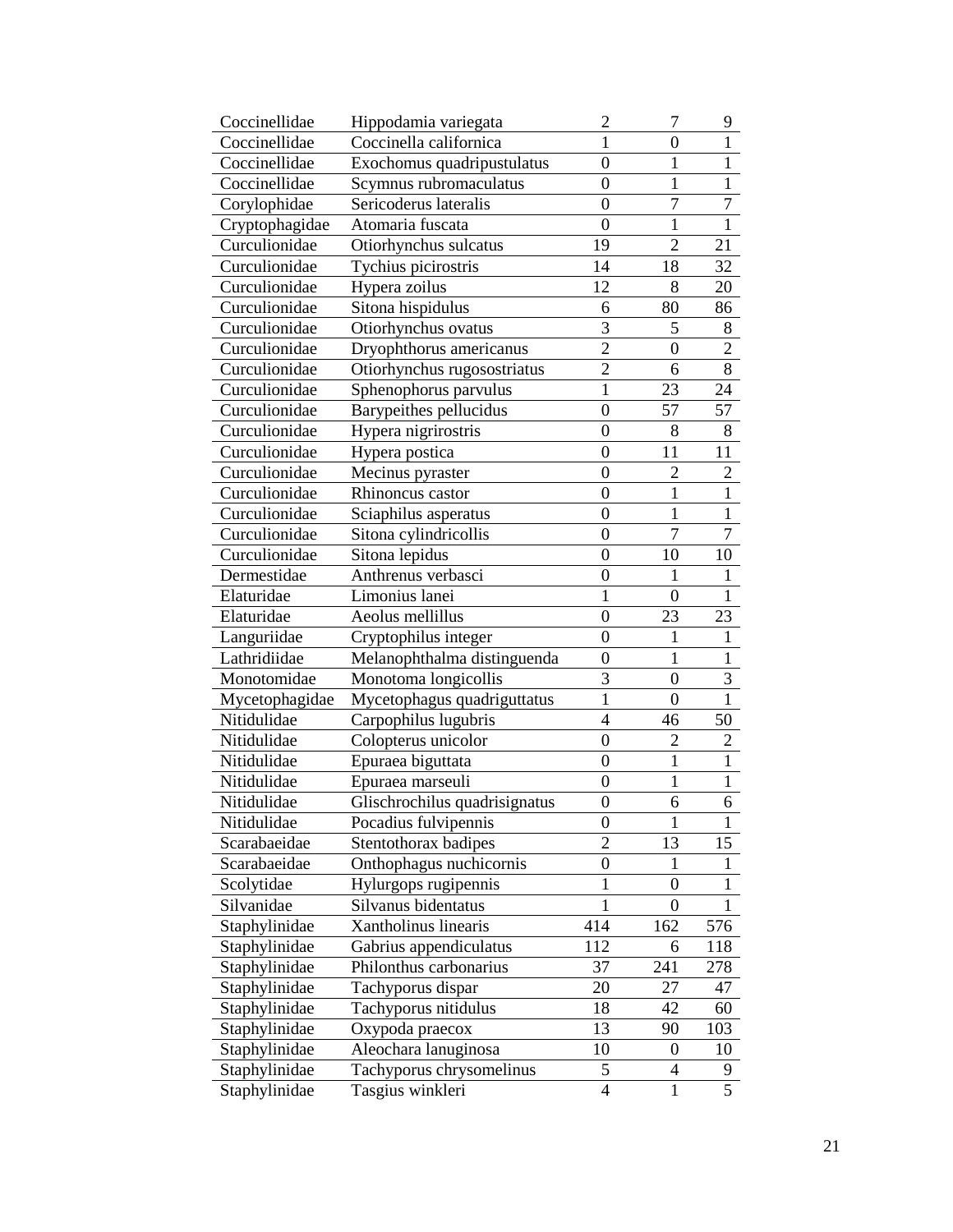| | | | | |
|---|---|---|---|---|
| Coccinellidae | Hippodamia variegata | 2 | 7 | 9 |
| Coccinellidae | Coccinella californica | 1 | 0 | 1 |
| Coccinellidae | Exochomus quadripustulatus | 0 | 1 | 1 |
| Coccinellidae | Scymnus rubromaculatus | 0 | 1 | 1 |
| Corylophidae | Sericoderus lateralis | 0 | 7 | 7 |
| Cryptophagidae | Atomaria fuscata | 0 | 1 | 1 |
| Curculionidae | Otiorhynchus sulcatus | 19 | 2 | 21 |
| Curculionidae | Tychius picirostris | 14 | 18 | 32 |
| Curculionidae | Hypera zoilus | 12 | 8 | 20 |
| Curculionidae | Sitona hispidulus | 6 | 80 | 86 |
| Curculionidae | Otiorhynchus ovatus | 3 | 5 | 8 |
| Curculionidae | Dryophthorus americanus | 2 | 0 | 2 |
| Curculionidae | Otiorhynchus rugosostriatus | 2 | 6 | 8 |
| Curculionidae | Sphenophorus parvulus | 1 | 23 | 24 |
| Curculionidae | Barypeithes pellucidus | 0 | 57 | 57 |
| Curculionidae | Hypera nigrirostris | 0 | 8 | 8 |
| Curculionidae | Hypera postica | 0 | 11 | 11 |
| Curculionidae | Mecinus pyraster | 0 | 2 | 2 |
| Curculionidae | Rhinoncus castor | 0 | 1 | 1 |
| Curculionidae | Sciaphilus asperatus | 0 | 1 | 1 |
| Curculionidae | Sitona cylindricollis | 0 | 7 | 7 |
| Curculionidae | Sitona lepidus | 0 | 10 | 10 |
| Dermestidae | Anthrenus verbasci | 0 | 1 | 1 |
| Elaturidae | Limonius lanei | 1 | 0 | 1 |
| Elaturidae | Aeolus mellillus | 0 | 23 | 23 |
| Languriidae | Cryptophilus integer | 0 | 1 | 1 |
| Lathridiidae | Melanophthalma distinguenda | 0 | 1 | 1 |
| Monotomidae | Monotoma longicollis | 3 | 0 | 3 |
| Mycetophagidae | Mycetophagus quadriguttatus | 1 | 0 | 1 |
| Nitidulidae | Carpophilus lugubris | 4 | 46 | 50 |
| Nitidulidae | Colopterus unicolor | 0 | 2 | 2 |
| Nitidulidae | Epuraea biguttata | 0 | 1 | 1 |
| Nitidulidae | Epuraea marseuli | 0 | 1 | 1 |
| Nitidulidae | Glischrochilus quadrisignatus | 0 | 6 | 6 |
| Nitidulidae | Pocadius fulvipennis | 0 | 1 | 1 |
| Scarabaeidae | Stentothorax badipes | 2 | 13 | 15 |
| Scarabaeidae | Onthophagus nuchicornis | 0 | 1 | 1 |
| Scolytidae | Hylurgops rugipennis | 1 | 0 | 1 |
| Silvanidae | Silvanus bidentatus | 1 | 0 | 1 |
| Staphylinidae | Xantholinus linearis | 414 | 162 | 576 |
| Staphylinidae | Gabrius appendiculatus | 112 | 6 | 118 |
| Staphylinidae | Philonthus carbonarius | 37 | 241 | 278 |
| Staphylinidae | Tachyporus dispar | 20 | 27 | 47 |
| Staphylinidae | Tachyporus nitidulus | 18 | 42 | 60 |
| Staphylinidae | Oxypoda praecox | 13 | 90 | 103 |
| Staphylinidae | Aleochara lanuginosa | 10 | 0 | 10 |
| Staphylinidae | Tachyporus chrysomelinus | 5 | 4 | 9 |
| Staphylinidae | Tasgius winkleri | 4 | 1 | 5 |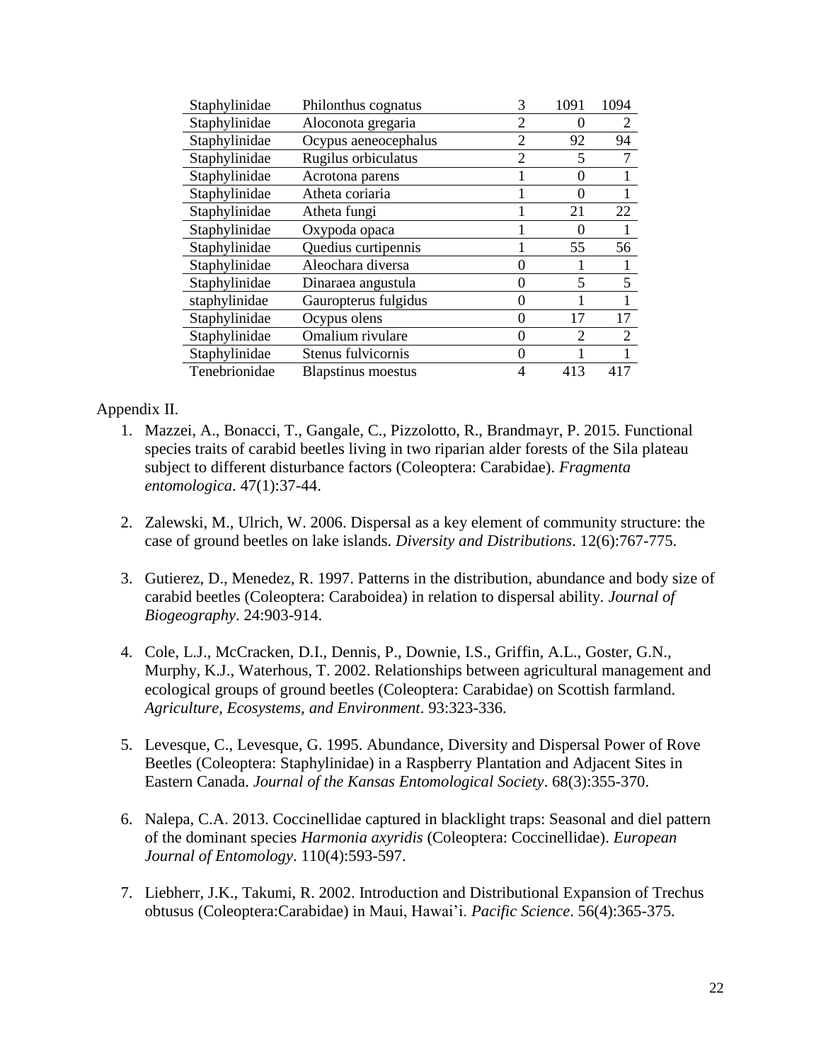| | | | | |
|---|---|---|---|---|
| Staphylinidae | Philonthus cognatus | 3 | 1091 | 1094 |
| Staphylinidae | Aloconota gregaria | 2 | 0 | 2 |
| Staphylinidae | Ocypus aeneocephalus | 2 | 92 | 94 |
| Staphylinidae | Rugilus orbiculatus | 2 | 5 | 7 |
| Staphylinidae | Acrotona parens | 1 | 0 | 1 |
| Staphylinidae | Atheta coriaria | 1 | 0 | 1 |
| Staphylinidae | Atheta fungi | 1 | 21 | 22 |
| Staphylinidae | Oxypoda opaca | 1 | 0 | 1 |
| Staphylinidae | Quedius curtipennis | 1 | 55 | 56 |
| Staphylinidae | Aleochara diversa | 0 | 1 | 1 |
| Staphylinidae | Dinaraea angustula | 0 | 5 | 5 |
| staphylinidae | Gauropterus fulgidus | 0 | 1 | 1 |
| Staphylinidae | Ocypus olens | 0 | 17 | 17 |
| Staphylinidae | Omalium rivulare | 0 | 2 | 2 |
| Staphylinidae | Stenus fulvicornis | 0 | 1 | 1 |
| Tenebrionidae | Blapstinus moestus | 4 | 413 | 417 |

Appendix II.

1. Mazzei, A., Bonacci, T., Gangale, C., Pizzolotto, R., Brandmayr, P. 2015. Functional species traits of carabid beetles living in two riparian alder forests of the Sila plateau subject to different disturbance factors (Coleoptera: Carabidae). *Fragmenta entomologica*. 47(1):37-44.

2. Zalewski, M., Ulrich, W. 2006. Dispersal as a key element of community structure: the case of ground beetles on lake islands. *Diversity and Distributions*. 12(6):767-775.

3. Gutierez, D., Menedez, R. 1997. Patterns in the distribution, abundance and body size of carabid beetles (Coleoptera: Caraboidea) in relation to dispersal ability. *Journal of Biogeography*. 24:903-914.

4. Cole, L.J., McCracken, D.I., Dennis, P., Downie, I.S., Griffin, A.L., Goster, G.N., Murphy, K.J., Waterhous, T. 2002. Relationships between agricultural management and ecological groups of ground beetles (Coleoptera: Carabidae) on Scottish farmland. *Agriculture, Ecosystems, and Environment*. 93:323-336.

5. Levesque, C., Levesque, G. 1995. Abundance, Diversity and Dispersal Power of Rove Beetles (Coleoptera: Staphylinidae) in a Raspberry Plantation and Adjacent Sites in Eastern Canada. *Journal of the Kansas Entomological Society*. 68(3):355-370.

6. Nalepa, C.A. 2013. Coccinellidae captured in blacklight traps: Seasonal and diel pattern of the dominant species *Harmonia axyridis* (Coleoptera: Coccinellidae). *European Journal of Entomology*. 110(4):593-597.

7. Liebherr, J.K., Takumi, R. 2002. Introduction and Distributional Expansion of Trechus obtusus (Coleoptera:Carabidae) in Maui, Hawai'i. *Pacific Science*. 56(4):365-375.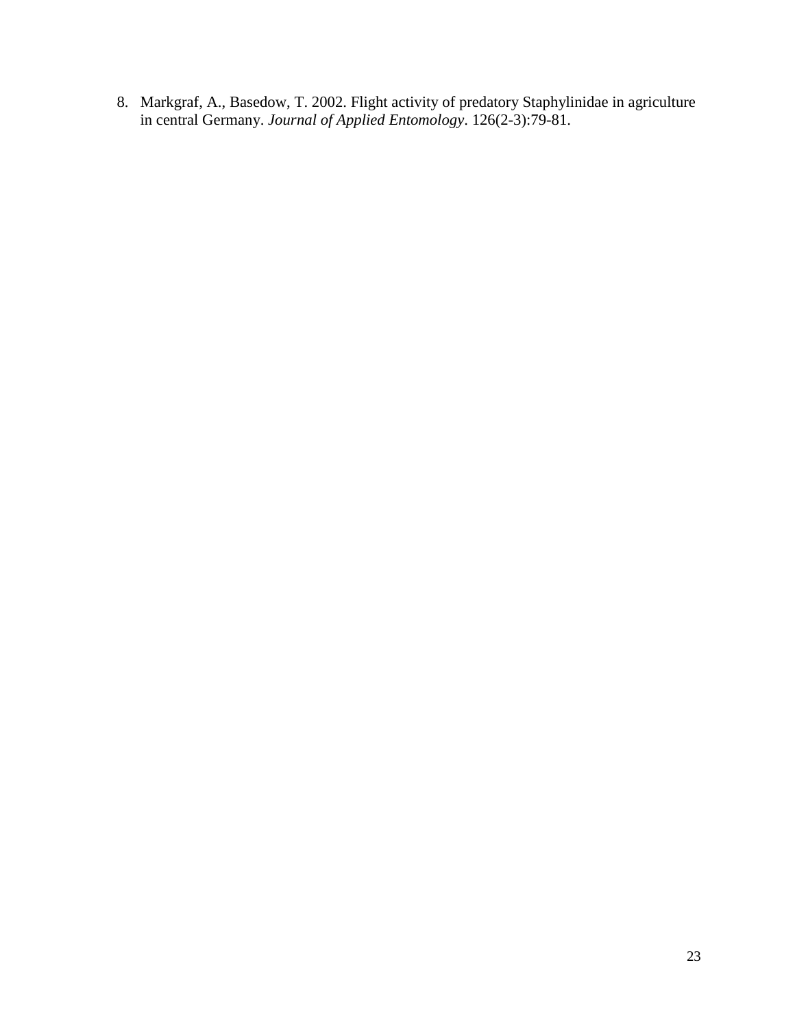8. Markgraf, A., Basedow, T. 2002. Flight activity of predatory Staphylinidae in agriculture in central Germany. *Journal of Applied Entomology*. 126(2-3):79-81.